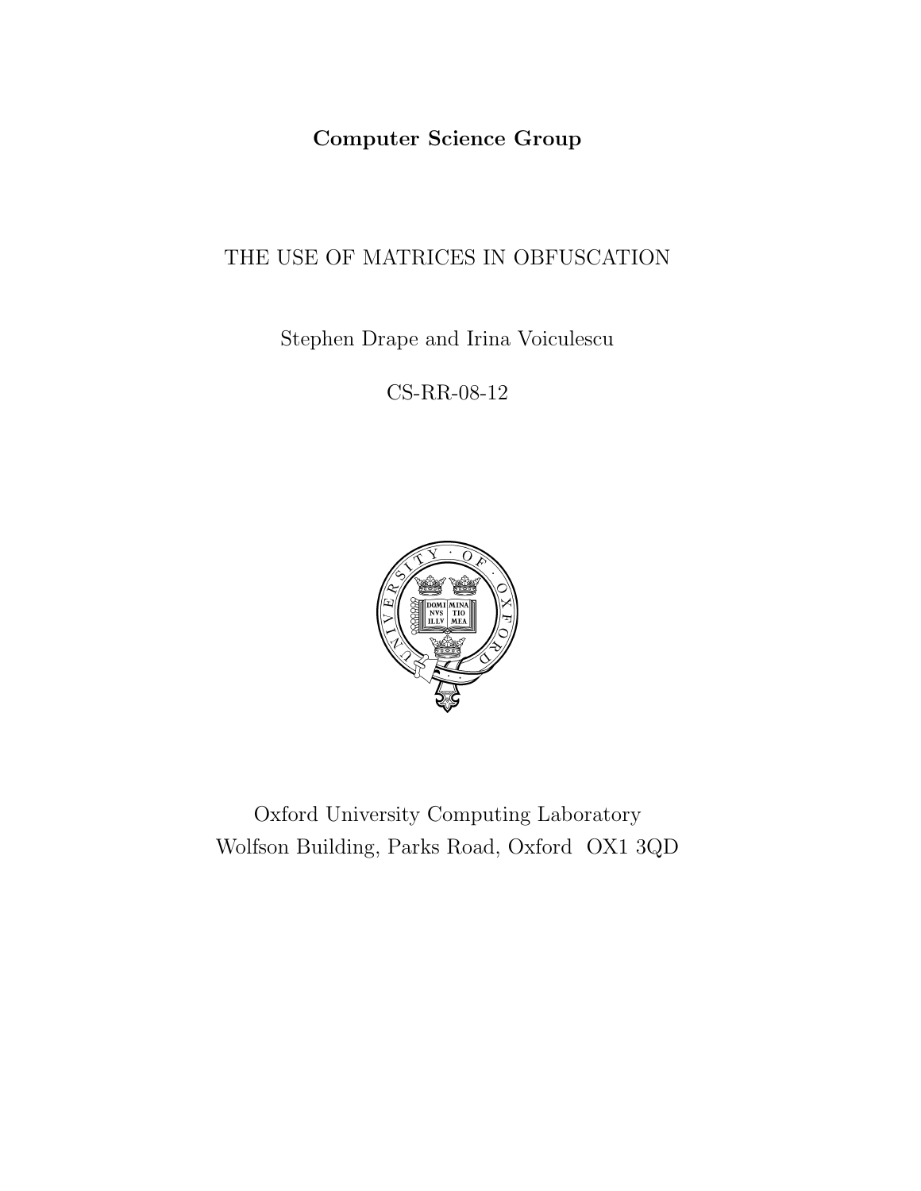**Computer Science Group**

# THE USE OF MATRICES IN OBFUSCATION

Stephen Drape and Irina Voiculescu

CS-RR-08-12

Oxford University Computing Laboratory
Wolfson Building, Parks Road, Oxford OX1 3QD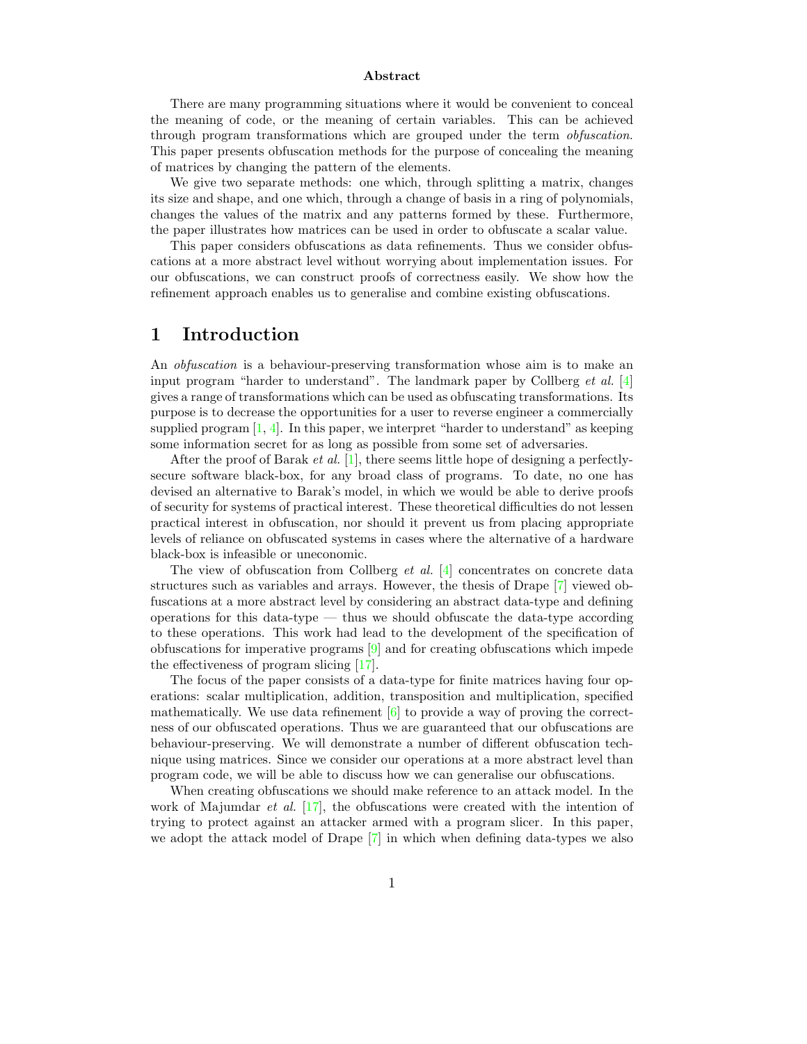## Abstract

There are many programming situations where it would be convenient to conceal the meaning of code, or the meaning of certain variables. This can be achieved through program transformations which are grouped under the term *obfuscation*. This paper presents obfuscation methods for the purpose of concealing the meaning of matrices by changing the pattern of the elements.

We give two separate methods: one which, through splitting a matrix, changes its size and shape, and one which, through a change of basis in a ring of polynomials, changes the values of the matrix and any patterns formed by these. Furthermore, the paper illustrates how matrices can be used in order to obfuscate a scalar value.

This paper considers obfuscations as data refinements. Thus we consider obfuscations at a more abstract level without worrying about implementation issues. For our obfuscations, we can construct proofs of correctness easily. We show how the refinement approach enables us to generalise and combine existing obfuscations.

# 1 Introduction

An *obfuscation* is a behaviour-preserving transformation whose aim is to make an input program "harder to understand". The landmark paper by Collberg *et al.* [4] gives a range of transformations which can be used as obfuscating transformations. Its purpose is to decrease the opportunities for a user to reverse engineer a commercially supplied program [1, 4]. In this paper, we interpret "harder to understand" as keeping some information secret for as long as possible from some set of adversaries.

After the proof of Barak *et al.* [1], there seems little hope of designing a perfectly-secure software black-box, for any broad class of programs. To date, no one has devised an alternative to Barak's model, in which we would be able to derive proofs of security for systems of practical interest. These theoretical difficulties do not lessen practical interest in obfuscation, nor should it prevent us from placing appropriate levels of reliance on obfuscated systems in cases where the alternative of a hardware black-box is infeasible or uneconomic.

The view of obfuscation from Collberg *et al.* [4] concentrates on concrete data structures such as variables and arrays. However, the thesis of Drape [7] viewed obfuscations at a more abstract level by considering an abstract data-type and defining operations for this data-type — thus we should obfuscate the data-type according to these operations. This work had lead to the development of the specification of obfuscations for imperative programs [9] and for creating obfuscations which impede the effectiveness of program slicing [17].

The focus of the paper consists of a data-type for finite matrices having four operations: scalar multiplication, addition, transposition and multiplication, specified mathematically. We use data refinement [6] to provide a way of proving the correctness of our obfuscated operations. Thus we are guaranteed that our obfuscations are behaviour-preserving. We will demonstrate a number of different obfuscation technique using matrices. Since we consider our operations at a more abstract level than program code, we will be able to discuss how we can generalise our obfuscations.

When creating obfuscations we should make reference to an attack model. In the work of Majumdar *et al.* [17], the obfuscations were created with the intention of trying to protect against an attacker armed with a program slicer. In this paper, we adopt the attack model of Drape [7] in which when defining data-types we also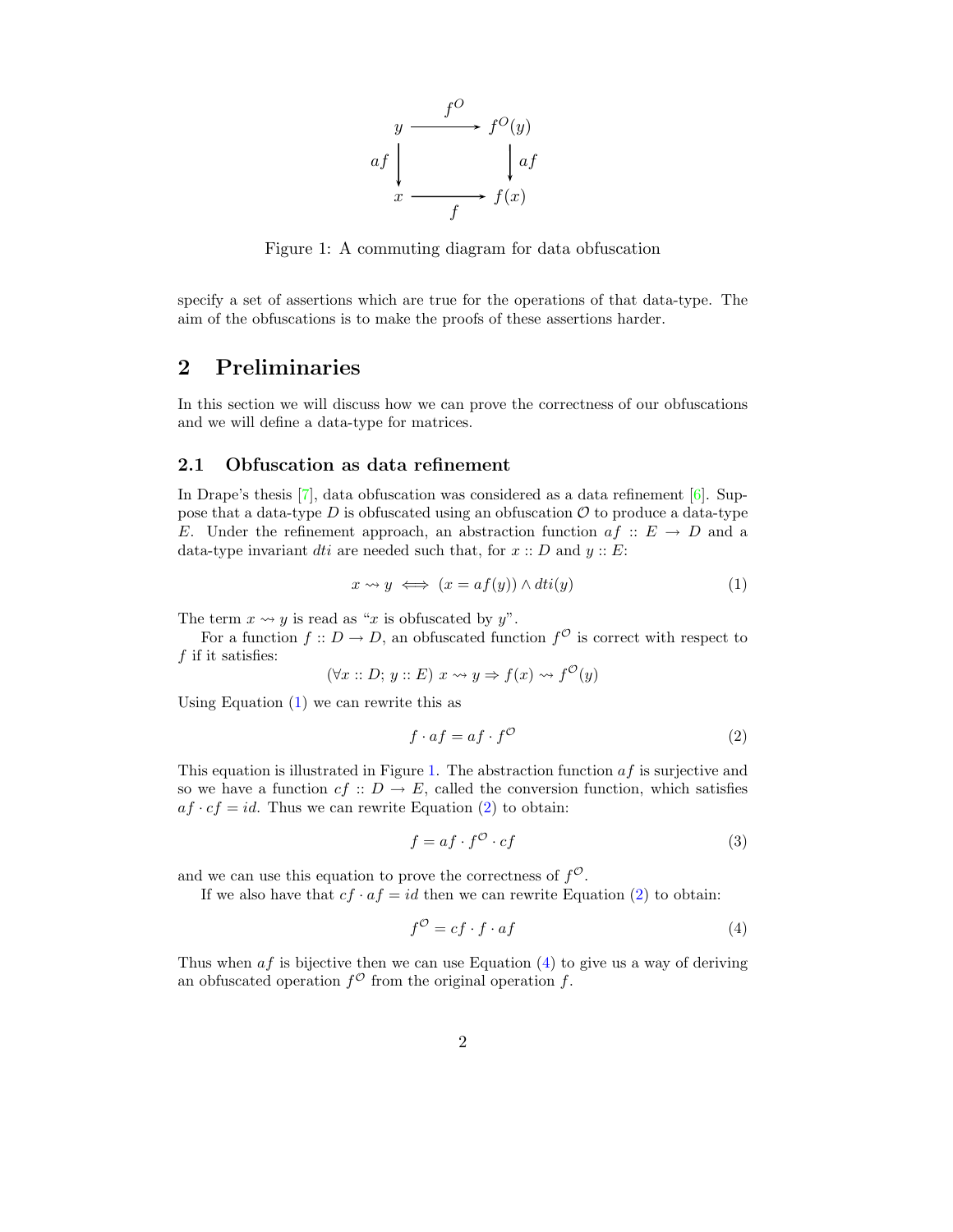$$
\begin{array}{ccc}
y & \xrightarrow{f^O} & f^O(y) \\
{\scriptstyle af}\downarrow & & \downarrow{\scriptstyle af} \\
x & \xrightarrow[f]{} & f(x)
\end{array}
$$

Figure 1: A commuting diagram for data obfuscation

specify a set of assertions which are true for the operations of that data-type. The aim of the obfuscations is to make the proofs of these assertions harder.

# 2 Preliminaries

In this section we will discuss how we can prove the correctness of our obfuscations and we will define a data-type for matrices.

## 2.1 Obfuscation as data refinement

In Drape's thesis [7], data obfuscation was considered as a data refinement [6]. Suppose that a data-type $D$ is obfuscated using an obfuscation $\mathcal{O}$ to produce a data-type $E$. Under the refinement approach, an abstraction function $af :: E \to D$ and a data-type invariant $dti$ are needed such that, for $x :: D$ and $y :: E$:

$$x \rightsquigarrow y \iff (x = af(y)) \wedge dti(y) \tag{1}$$

The term $x \rightsquigarrow y$ is read as "$x$ is obfuscated by $y$".

For a function $f :: D \to D$, an obfuscated function $f^{\mathcal{O}}$ is correct with respect to $f$ if it satisfies:

$$(\forall x :: D;\ y :: E)\ x \rightsquigarrow y \Rightarrow f(x) \rightsquigarrow f^{\mathcal{O}}(y)$$

Using Equation (1) we can rewrite this as

$$f \cdot af = af \cdot f^{\mathcal{O}} \tag{2}$$

This equation is illustrated in Figure 1. The abstraction function $af$ is surjective and so we have a function $cf :: D \to E$, called the conversion function, which satisfies $af \cdot cf = id$. Thus we can rewrite Equation (2) to obtain:

$$f = af \cdot f^{\mathcal{O}} \cdot cf \tag{3}$$

and we can use this equation to prove the correctness of $f^{\mathcal{O}}$.

If we also have that $cf \cdot af = id$ then we can rewrite Equation (2) to obtain:

$$f^{\mathcal{O}} = cf \cdot f \cdot af \tag{4}$$

Thus when $af$ is bijective then we can use Equation (4) to give us a way of deriving an obfuscated operation $f^{\mathcal{O}}$ from the original operation $f$.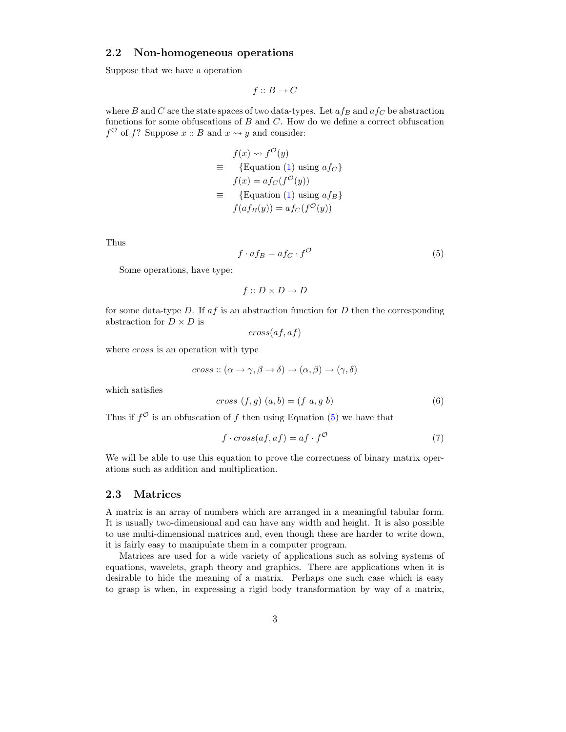## 2.2 Non-homogeneous operations

Suppose that we have a operation

$$f :: B \to C$$

where $B$ and $C$ are the state spaces of two data-types. Let $af_B$ and $af_C$ be abstraction functions for some obfuscations of $B$ and $C$. How do we define a correct obfuscation $f^{\mathcal{O}}$ of $f$? Suppose $x :: B$ and $x \rightsquigarrow y$ and consider:

$$
\begin{aligned}
& f(x) \rightsquigarrow f^{\mathcal{O}}(y) \\
\equiv & \quad \{\text{Equation (1) using } af_C\} \\
& f(x) = af_C(f^{\mathcal{O}}(y)) \\
\equiv & \quad \{\text{Equation (1) using } af_B\} \\
& f(af_B(y)) = af_C(f^{\mathcal{O}}(y))
\end{aligned}
$$

Thus

$$f \cdot af_B = af_C \cdot f^{\mathcal{O}} \tag{5}$$

Some operations, have type:

$$f :: D \times D \to D$$

for some data-type $D$. If $af$ is an abstraction function for $D$ then the corresponding abstraction for $D \times D$ is

$$cross(af, af)$$

where $cross$ is an operation with type

$$cross :: (\alpha \to \gamma, \beta \to \delta) \to (\alpha, \beta) \to (\gamma, \delta)$$

which satisfies

$$cross\ (f, g)\ (a, b) = (f\ a, g\ b) \tag{6}$$

Thus if $f^{\mathcal{O}}$ is an obfuscation of $f$ then using Equation (5) we have that

$$f \cdot cross(af, af) = af \cdot f^{\mathcal{O}} \tag{7}$$

We will be able to use this equation to prove the correctness of binary matrix operations such as addition and multiplication.

## 2.3 Matrices

A matrix is an array of numbers which are arranged in a meaningful tabular form. It is usually two-dimensional and can have any width and height. It is also possible to use multi-dimensional matrices and, even though these are harder to write down, it is fairly easy to manipulate them in a computer program.

Matrices are used for a wide variety of applications such as solving systems of equations, wavelets, graph theory and graphics. There are applications when it is desirable to hide the meaning of a matrix. Perhaps one such case which is easy to grasp is when, in expressing a rigid body transformation by way of a matrix,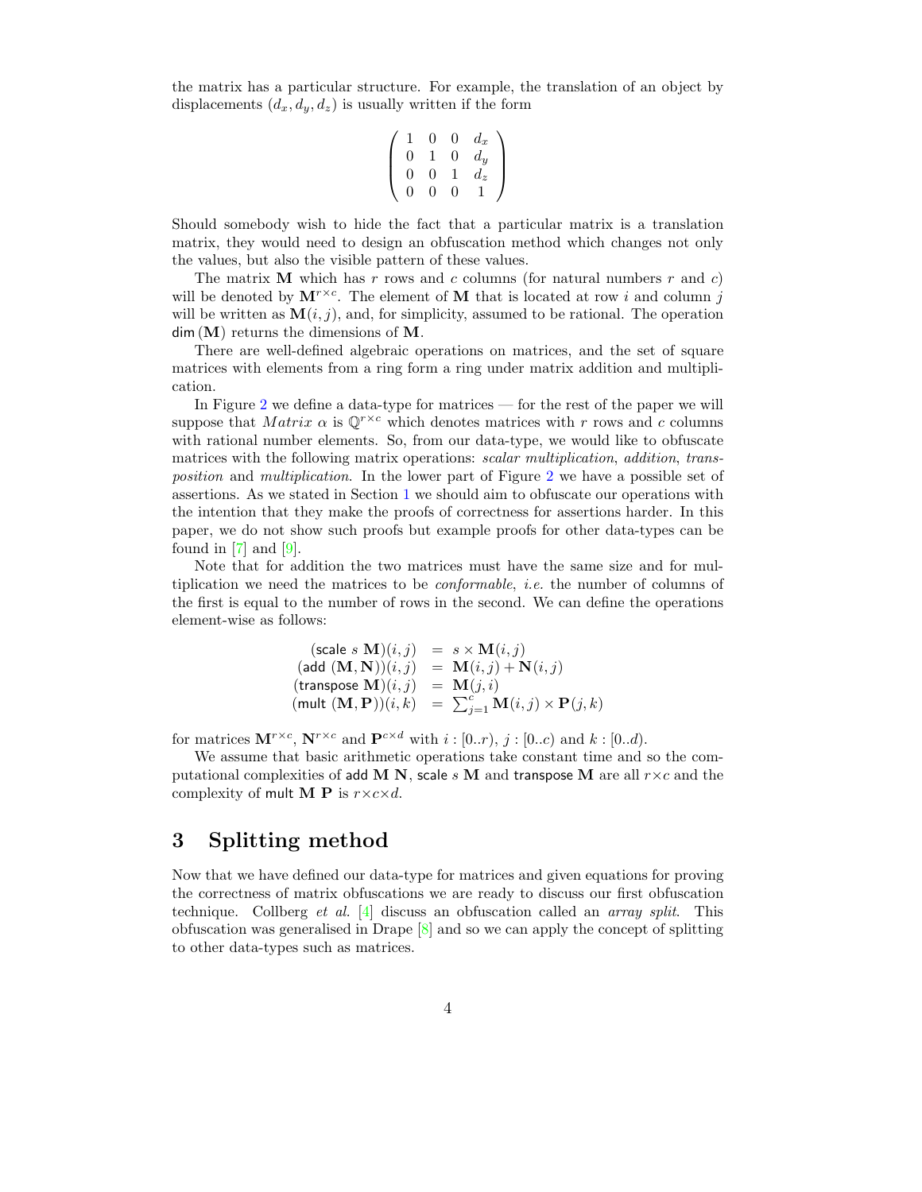the matrix has a particular structure. For example, the translation of an object by displacements $(d_x, d_y, d_z)$ is usually written if the form

$$\begin{pmatrix} 1 & 0 & 0 & d_x \\ 0 & 1 & 0 & d_y \\ 0 & 0 & 1 & d_z \\ 0 & 0 & 0 & 1 \end{pmatrix}$$

Should somebody wish to hide the fact that a particular matrix is a translation matrix, they would need to design an obfuscation method which changes not only the values, but also the visible pattern of these values.

The matrix $\mathbf{M}$ which has $r$ rows and $c$ columns (for natural numbers $r$ and $c$) will be denoted by $\mathbf{M}^{r \times c}$. The element of $\mathbf{M}$ that is located at row $i$ and column $j$ will be written as $\mathbf{M}(i,j)$, and, for simplicity, assumed to be rational. The operation $\mathsf{dim}\,(\mathbf{M})$ returns the dimensions of $\mathbf{M}$.

There are well-defined algebraic operations on matrices, and the set of square matrices with elements from a ring form a ring under matrix addition and multiplication.

In Figure 2 we define a data-type for matrices — for the rest of the paper we will suppose that $Matrix\ \alpha$ is $\mathbb{Q}^{r \times c}$ which denotes matrices with $r$ rows and $c$ columns with rational number elements. So, from our data-type, we would like to obfuscate matrices with the following matrix operations: *scalar multiplication*, *addition*, *transposition* and *multiplication*. In the lower part of Figure 2 we have a possible set of assertions. As we stated in Section 1 we should aim to obfuscate our operations with the intention that they make the proofs of correctness for assertions harder. In this paper, we do not show such proofs but example proofs for other data-types can be found in [7] and [9].

Note that for addition the two matrices must have the same size and for multiplication we need the matrices to be *conformable*, *i.e.* the number of columns of the first is equal to the number of rows in the second. We can define the operations element-wise as follows:

$$\begin{aligned}
(\mathsf{scale}\ s\ \mathbf{M})(i,j) &= s \times \mathbf{M}(i,j) \\
(\mathsf{add}\ (\mathbf{M},\mathbf{N}))(i,j) &= \mathbf{M}(i,j) + \mathbf{N}(i,j) \\
(\mathsf{transpose}\ \mathbf{M})(i,j) &= \mathbf{M}(j,i) \\
(\mathsf{mult}\ (\mathbf{M},\mathbf{P}))(i,k) &= \textstyle\sum_{j=1}^{c} \mathbf{M}(i,j) \times \mathbf{P}(j,k)
\end{aligned}$$

for matrices $\mathbf{M}^{r \times c}$, $\mathbf{N}^{r \times c}$ and $\mathbf{P}^{c \times d}$ with $i : [0..r)$, $j : [0..c)$ and $k : [0..d)$.

We assume that basic arithmetic operations take constant time and so the computational complexities of $\mathsf{add}\ \mathbf{M}\ \mathbf{N}$, $\mathsf{scale}\ s\ \mathbf{M}$ and $\mathsf{transpose}\ \mathbf{M}$ are all $r \times c$ and the complexity of $\mathsf{mult}\ \mathbf{M}\ \mathbf{P}$ is $r \times c \times d$.

## 3 Splitting method

Now that we have defined our data-type for matrices and given equations for proving the correctness of matrix obfuscations we are ready to discuss our first obfuscation technique. Collberg *et al.* [4] discuss an obfuscation called an *array split*. This obfuscation was generalised in Drape [8] and so we can apply the concept of splitting to other data-types such as matrices.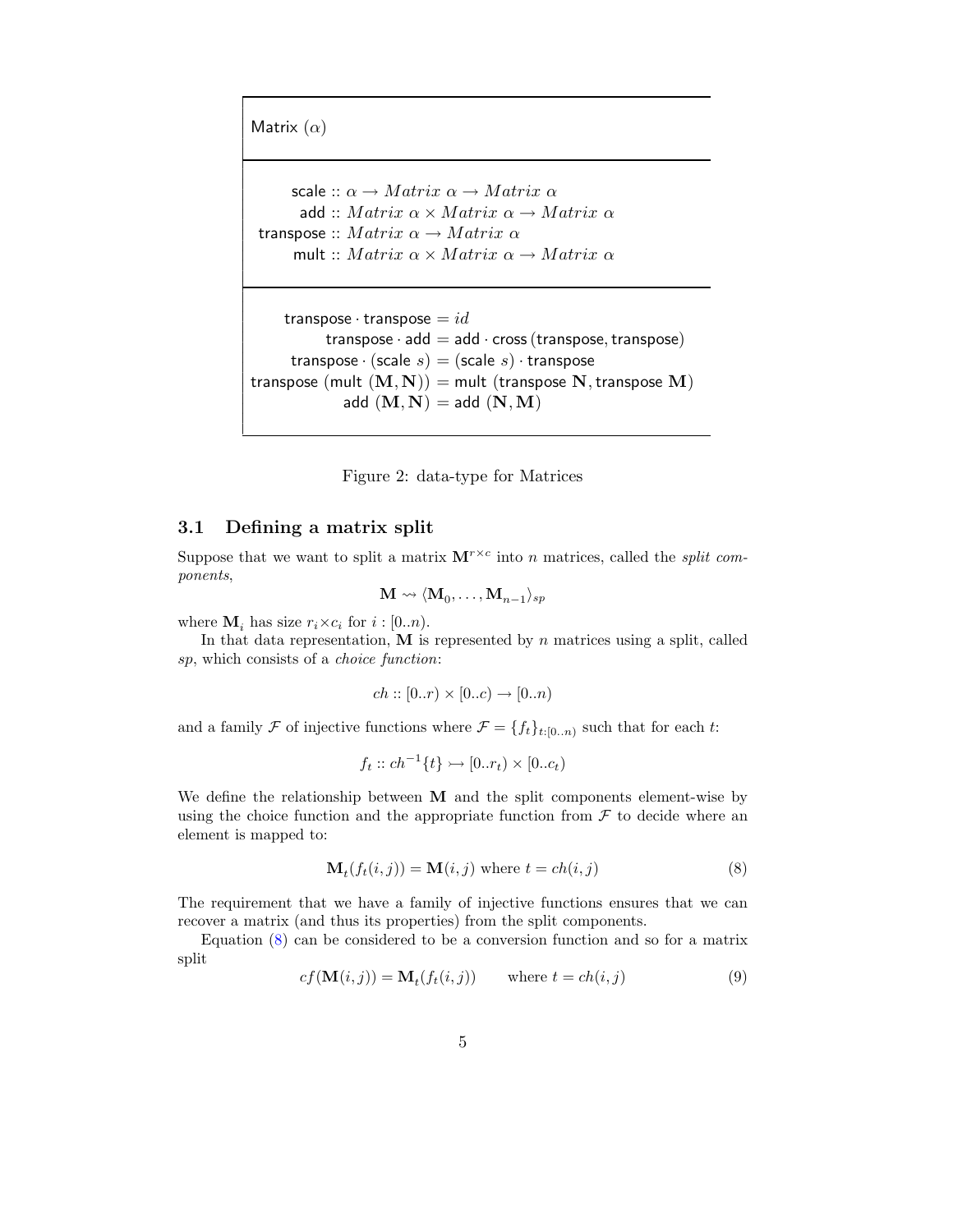Matrix ($\alpha$)

$$
\begin{aligned}
\mathsf{scale} &:: \alpha \to Matrix\ \alpha \to Matrix\ \alpha \\
\mathsf{add} &:: Matrix\ \alpha \times Matrix\ \alpha \to Matrix\ \alpha \\
\mathsf{transpose} &:: Matrix\ \alpha \to Matrix\ \alpha \\
\mathsf{mult} &:: Matrix\ \alpha \times Matrix\ \alpha \to Matrix\ \alpha
\end{aligned}
$$

$$
\begin{aligned}
\mathsf{transpose} \cdot \mathsf{transpose} &= id \\
\mathsf{transpose} \cdot \mathsf{add} &= \mathsf{add} \cdot \mathsf{cross}\,(\mathsf{transpose}, \mathsf{transpose}) \\
\mathsf{transpose} \cdot (\mathsf{scale}\ s) &= (\mathsf{scale}\ s) \cdot \mathsf{transpose} \\
\mathsf{transpose}\ (\mathsf{mult}\ (\mathbf{M}, \mathbf{N})) &= \mathsf{mult}\ (\mathsf{transpose}\ \mathbf{N}, \mathsf{transpose}\ \mathbf{M}) \\
\mathsf{add}\ (\mathbf{M}, \mathbf{N}) &= \mathsf{add}\ (\mathbf{N}, \mathbf{M})
\end{aligned}
$$

Figure 2: data-type for Matrices

### 3.1 Defining a matrix split

Suppose that we want to split a matrix $\mathbf{M}^{r \times c}$ into $n$ matrices, called the *split components*,

$$\mathbf{M} \rightsquigarrow \langle \mathbf{M}_0, \ldots, \mathbf{M}_{n-1} \rangle_{sp}$$

where $\mathbf{M}_i$ has size $r_i \times c_i$ for $i : [0..n)$.

In that data representation, $\mathbf{M}$ is represented by $n$ matrices using a split, called *sp*, which consists of a *choice function*:

$$ch :: [0..r) \times [0..c) \to [0..n)$$

and a family $\mathcal{F}$ of injective functions where $\mathcal{F} = \{f_t\}_{t:[0..n)}$ such that for each $t$:

$$f_t :: ch^{-1}\{t\} \rightarrowtail [0..r_t) \times [0..c_t)$$

We define the relationship between $\mathbf{M}$ and the split components element-wise by using the choice function and the appropriate function from $\mathcal{F}$ to decide where an element is mapped to:

$$\mathbf{M}_t(f_t(i,j)) = \mathbf{M}(i,j) \text{ where } t = ch(i,j) \tag{8}$$

The requirement that we have a family of injective functions ensures that we can recover a matrix (and thus its properties) from the split components.

Equation (8) can be considered to be a conversion function and so for a matrix split

$$cf(\mathbf{M}(i,j)) = \mathbf{M}_t(f_t(i,j)) \qquad \text{where } t = ch(i,j) \tag{9}$$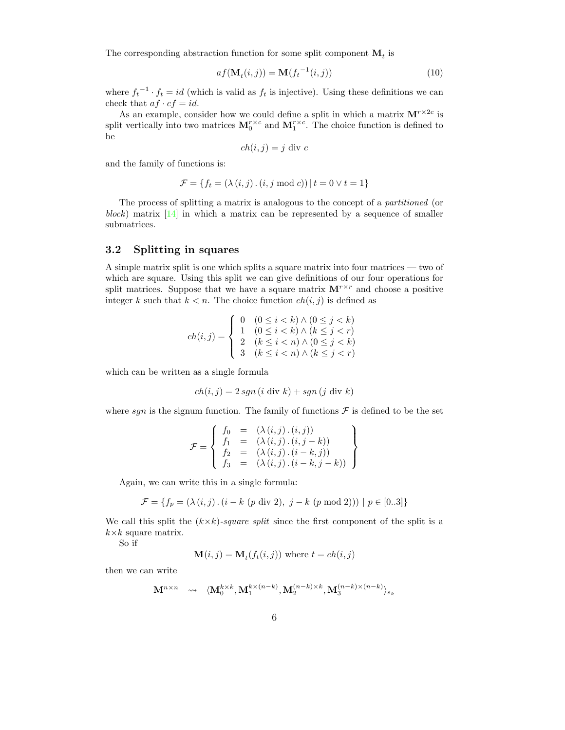The corresponding abstraction function for some split component $\mathbf{M}_t$ is

$$af(\mathbf{M}_t(i,j)) = \mathbf{M}({f_t}^{-1}(i,j)) \tag{10}$$

where ${f_t}^{-1} \cdot f_t = id$ (which is valid as $f_t$ is injective). Using these definitions we can check that $af \cdot cf = id$.

As an example, consider how we could define a split in which a matrix $\mathbf{M}^{r \times 2c}$ is split vertically into two matrices $\mathbf{M}_0^{r \times c}$ and $\mathbf{M}_1^{r \times c}$. The choice function is defined to be

$$ch(i,j) = j \text{ div } c$$

and the family of functions is:

$$\mathcal{F} = \{ f_t = (\lambda\,(i,j)\,.\,(i, j \bmod c)) \mid t = 0 \lor t = 1 \}$$

The process of splitting a matrix is analogous to the concept of a *partitioned* (or *block*) matrix [14] in which a matrix can be represented by a sequence of smaller submatrices.

### 3.2 Splitting in squares

A simple matrix split is one which splits a square matrix into four matrices — two of which are square. Using this split we can give definitions of our four operations for split matrices. Suppose that we have a square matrix $\mathbf{M}^{r \times r}$ and choose a positive integer $k$ such that $k < n$. The choice function $ch(i,j)$ is defined as

$$ch(i,j) = \begin{cases} 0 & (0 \le i < k) \land (0 \le j < k) \\ 1 & (0 \le i < k) \land (k \le j < r) \\ 2 & (k \le i < n) \land (0 \le j < k) \\ 3 & (k \le i < n) \land (k \le j < r) \end{cases}$$

which can be written as a single formula

$$ch(i,j) = 2\,sgn\,(i \text{ div } k) + sgn\,(j \text{ div } k)$$

where $sgn$ is the signum function. The family of functions $\mathcal{F}$ is defined to be the set

$$\mathcal{F} = \left\{ \begin{array}{lcl} f_0 & = & (\lambda\,(i,j)\,.\,(i,j)) \\ f_1 & = & (\lambda\,(i,j)\,.\,(i,j-k)) \\ f_2 & = & (\lambda\,(i,j)\,.\,(i-k,j)) \\ f_3 & = & (\lambda\,(i,j)\,.\,(i-k,j-k)) \end{array} \right\}$$

Again, we can write this in a single formula:

$$\mathcal{F} = \{ f_p = (\lambda\,(i,j)\,.\,(i - k\ (p \text{ div } 2),\ j - k\ (p \bmod 2))) \mid p \in [0..3] \}$$

We call this split the $(k \times k)$-*square split* since the first component of the split is a $k \times k$ square matrix.

So if

$$\mathbf{M}(i,j) = \mathbf{M}_t(f_t(i,j)) \text{ where } t = ch(i,j)$$

then we can write

$$\mathbf{M}^{n \times n} \quad \rightsquigarrow \quad \langle \mathbf{M}_0^{k \times k}, \mathbf{M}_1^{k \times (n-k)}, \mathbf{M}_2^{(n-k) \times k}, \mathbf{M}_3^{(n-k) \times (n-k)} \rangle_{s_k}$$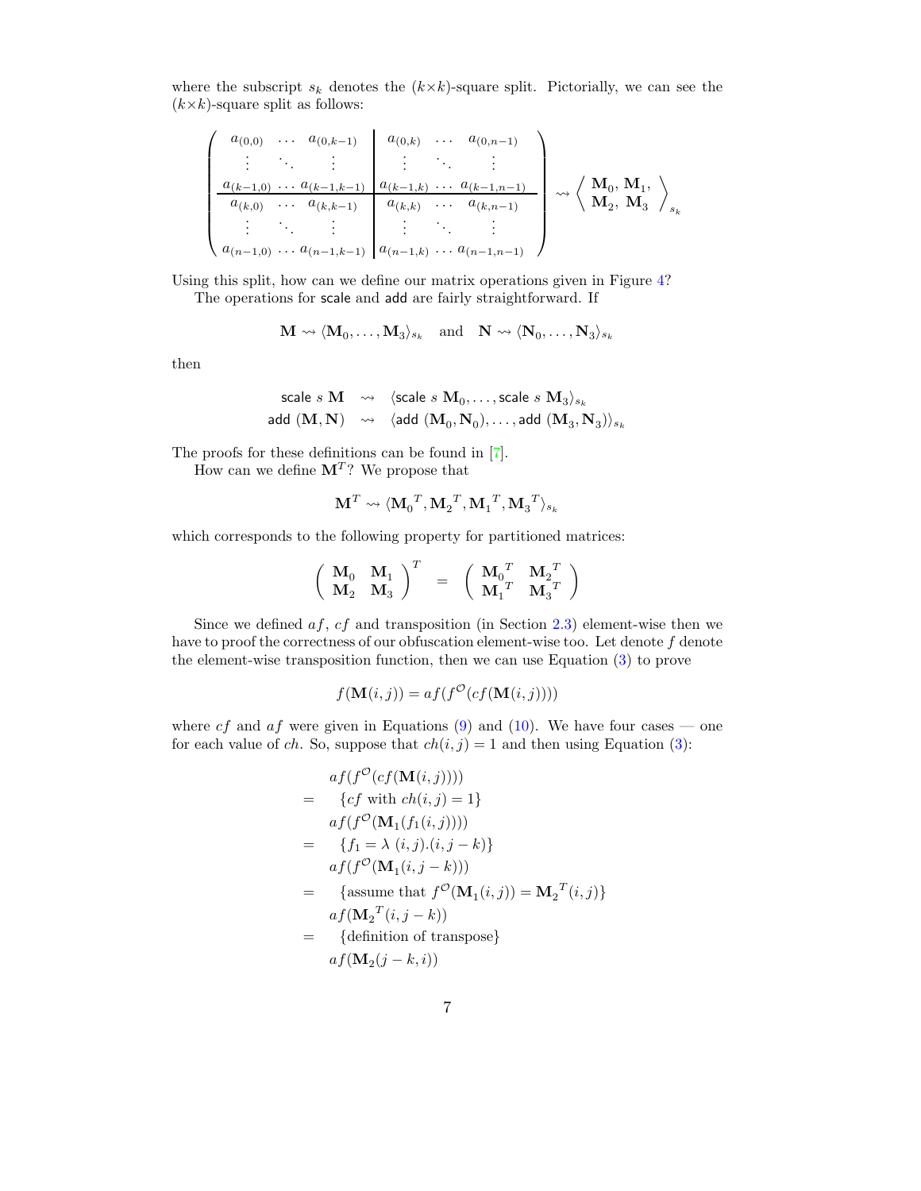where the subscript $s_k$ denotes the $(k \times k)$-square split. Pictorially, we can see the $(k \times k)$-square split as follows:

$$\left( \begin{array}{ccc|ccc} a_{(0,0)} & \cdots & a_{(0,k-1)} & a_{(0,k)} & \cdots & a_{(0,n-1)} \\ \vdots & \ddots & \vdots & \vdots & \ddots & \vdots \\ a_{(k-1,0)} & \cdots & a_{(k-1,k-1)} & a_{(k-1,k)} & \cdots & a_{(k-1,n-1)} \\ \hline a_{(k,0)} & \cdots & a_{(k,k-1)} & a_{(k,k)} & \cdots & a_{(k,n-1)} \\ \vdots & \ddots & \vdots & \vdots & \ddots & \vdots \\ a_{(n-1,0)} & \cdots & a_{(n-1,k-1)} & a_{(n-1,k)} & \cdots & a_{(n-1,n-1)} \end{array} \right) \rightsquigarrow \left\langle \begin{array}{l} \mathbf{M}_0,\ \mathbf{M}_1, \\ \mathbf{M}_2,\ \mathbf{M}_3 \end{array} \right\rangle_{s_k}$$

Using this split, how can we define our matrix operations given in Figure 4?

The operations for $\mathsf{scale}$ and $\mathsf{add}$ are fairly straightforward. If

$$\mathbf{M} \rightsquigarrow \langle \mathbf{M}_0, \ldots, \mathbf{M}_3 \rangle_{s_k} \quad \text{and} \quad \mathbf{N} \rightsquigarrow \langle \mathbf{N}_0, \ldots, \mathbf{N}_3 \rangle_{s_k}$$

then

$$\begin{array}{rcl} \mathsf{scale}\ s\ \mathbf{M} & \rightsquigarrow & \langle \mathsf{scale}\ s\ \mathbf{M}_0, \ldots, \mathsf{scale}\ s\ \mathbf{M}_3 \rangle_{s_k} \\ \mathsf{add}\ (\mathbf{M}, \mathbf{N}) & \rightsquigarrow & \langle \mathsf{add}\ (\mathbf{M}_0, \mathbf{N}_0), \ldots, \mathsf{add}\ (\mathbf{M}_3, \mathbf{N}_3) \rangle_{s_k} \end{array}$$

The proofs for these definitions can be found in [7].

How can we define $\mathbf{M}^T$? We propose that

$$\mathbf{M}^T \rightsquigarrow \langle {\mathbf{M}_0}^T, {\mathbf{M}_2}^T, {\mathbf{M}_1}^T, {\mathbf{M}_3}^T \rangle_{s_k}$$

which corresponds to the following property for partitioned matrices:

$$\left( \begin{array}{cc} \mathbf{M}_0 & \mathbf{M}_1 \\ \mathbf{M}_2 & \mathbf{M}_3 \end{array} \right)^T = \left( \begin{array}{cc} {\mathbf{M}_0}^T & {\mathbf{M}_2}^T \\ {\mathbf{M}_1}^T & {\mathbf{M}_3}^T \end{array} \right)$$

Since we defined $af$, $cf$ and transposition (in Section 2.3) element-wise then we have to proof the correctness of our obfuscation element-wise too. Let denote $f$ denote the element-wise transposition function, then we can use Equation (3) to prove

$$f(\mathbf{M}(i,j)) = af(f^{\mathcal{O}}(cf(\mathbf{M}(i,j))))$$

where $cf$ and $af$ were given in Equations (9) and (10). We have four cases — one for each value of $ch$. So, suppose that $ch(i,j) = 1$ and then using Equation (3):

$$\begin{array}{ll} & af(f^{\mathcal{O}}(cf(\mathbf{M}(i,j)))) \\ = & \quad \{cf \text{ with } ch(i,j) = 1\} \\ & af(f^{\mathcal{O}}(\mathbf{M}_1(f_1(i,j)))) \\ = & \quad \{f_1 = \lambda\ (i,j).(i, j-k)\} \\ & af(f^{\mathcal{O}}(\mathbf{M}_1(i, j-k))) \\ = & \quad \{\text{assume that } f^{\mathcal{O}}(\mathbf{M}_1(i,j)) = {\mathbf{M}_2}^T(i,j)\} \\ & af({\mathbf{M}_2}^T(i, j-k)) \\ = & \quad \{\text{definition of transpose}\} \\ & af(\mathbf{M}_2(j-k, i)) \end{array}$$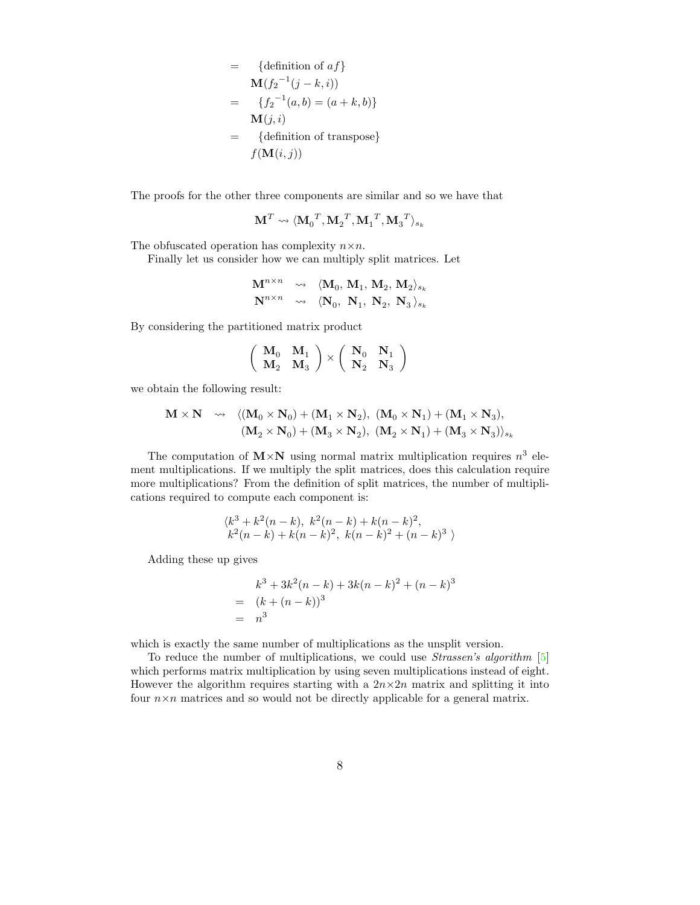$$
\begin{aligned}
= & \quad \{\text{definition of } af\} \\
& \mathbf{M}({f_2}^{-1}(j-k, i)) \\
= & \quad \{{f_2}^{-1}(a,b) = (a+k, b)\} \\
& \mathbf{M}(j, i) \\
= & \quad \{\text{definition of transpose}\} \\
& f(\mathbf{M}(i,j))
\end{aligned}
$$

The proofs for the other three components are similar and so we have that

$$
\mathbf{M}^T \rightsquigarrow \langle {\mathbf{M}_0}^T, {\mathbf{M}_2}^T, {\mathbf{M}_1}^T, {\mathbf{M}_3}^T \rangle_{s_k}
$$

The obfuscated operation has complexity $n \times n$.

Finally let us consider how we can multiply split matrices. Let

$$
\begin{aligned}
\mathbf{M}^{n \times n} & \rightsquigarrow \langle \mathbf{M}_0,\ \mathbf{M}_1,\ \mathbf{M}_2,\ \mathbf{M}_2 \rangle_{s_k} \\
\mathbf{N}^{n \times n} & \rightsquigarrow \langle \mathbf{N}_0,\ \mathbf{N}_1,\ \mathbf{N}_2,\ \mathbf{N}_3 \rangle_{s_k}
\end{aligned}
$$

By considering the partitioned matrix product

$$
\begin{pmatrix} \mathbf{M}_0 & \mathbf{M}_1 \\ \mathbf{M}_2 & \mathbf{M}_3 \end{pmatrix} \times \begin{pmatrix} \mathbf{N}_0 & \mathbf{N}_1 \\ \mathbf{N}_2 & \mathbf{N}_3 \end{pmatrix}
$$

we obtain the following result:

$$
\begin{aligned}
\mathbf{M} \times \mathbf{N} \rightsquigarrow & \langle (\mathbf{M}_0 \times \mathbf{N}_0) + (\mathbf{M}_1 \times \mathbf{N}_2),\ (\mathbf{M}_0 \times \mathbf{N}_1) + (\mathbf{M}_1 \times \mathbf{N}_3), \\
& (\mathbf{M}_2 \times \mathbf{N}_0) + (\mathbf{M}_3 \times \mathbf{N}_2),\ (\mathbf{M}_2 \times \mathbf{N}_1) + (\mathbf{M}_3 \times \mathbf{N}_3) \rangle_{s_k}
\end{aligned}
$$

The computation of $\mathbf{M} \times \mathbf{N}$ using normal matrix multiplication requires $n^3$ element multiplications. If we multiply the split matrices, does this calculation require more multiplications? From the definition of split matrices, the number of multiplications required to compute each component is:

$$
\begin{aligned}
& \langle k^3 + k^2(n-k),\ k^2(n-k) + k(n-k)^2, \\
& \ k^2(n-k) + k(n-k)^2,\ k(n-k)^2 + (n-k)^3 \ \rangle
\end{aligned}
$$

Adding these up gives

$$
\begin{aligned}
& k^3 + 3k^2(n-k) + 3k(n-k)^2 + (n-k)^3 \\
= & \ (k + (n-k))^3 \\
= & \ n^3
\end{aligned}
$$

which is exactly the same number of multiplications as the unsplit version.

To reduce the number of multiplications, we could use *Strassen's algorithm* [5] which performs matrix multiplication by using seven multiplications instead of eight. However the algorithm requires starting with a $2n \times 2n$ matrix and splitting it into four $n \times n$ matrices and so would not be directly applicable for a general matrix.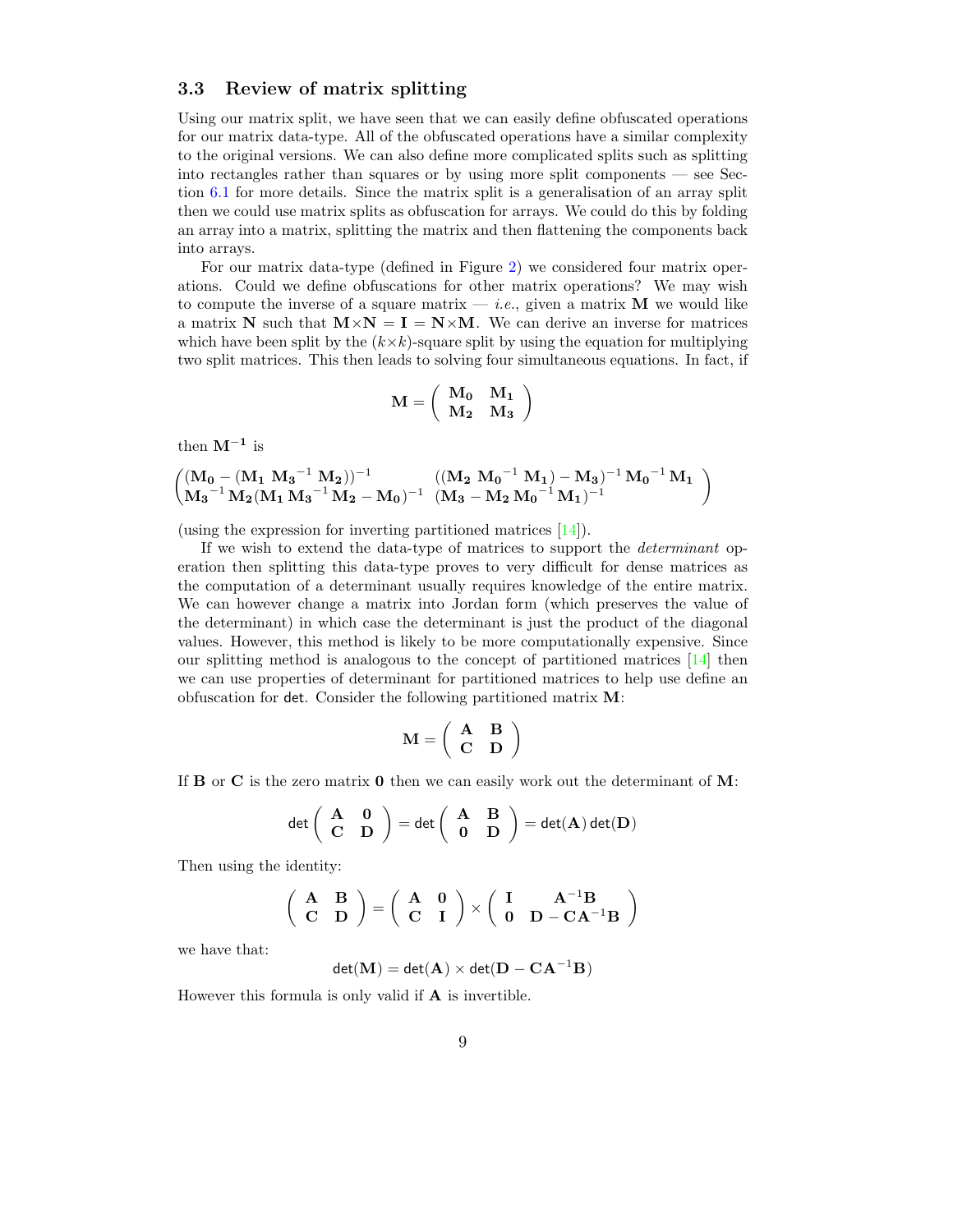### 3.3 Review of matrix splitting

Using our matrix split, we have seen that we can easily define obfuscated operations for our matrix data-type. All of the obfuscated operations have a similar complexity to the original versions. We can also define more complicated splits such as splitting into rectangles rather than squares or by using more split components — see Section 6.1 for more details. Since the matrix split is a generalisation of an array split then we could use matrix splits as obfuscation for arrays. We could do this by folding an array into a matrix, splitting the matrix and then flattening the components back into arrays.

For our matrix data-type (defined in Figure 2) we considered four matrix operations. Could we define obfuscations for other matrix operations? We may wish to compute the inverse of a square matrix — *i.e.*, given a matrix $\mathbf{M}$ we would like a matrix $\mathbf{N}$ such that $\mathbf{M} \times \mathbf{N} = \mathbf{I} = \mathbf{N} \times \mathbf{M}$. We can derive an inverse for matrices which have been split by the $(k \times k)$-square split by using the equation for multiplying two split matrices. This then leads to solving four simultaneous equations. In fact, if

$$\mathbf{M} = \begin{pmatrix} \mathbf{M_0} & \mathbf{M_1} \\ \mathbf{M_2} & \mathbf{M_3} \end{pmatrix}$$

then $\mathbf{M^{-1}}$ is

$$\begin{pmatrix} (\mathbf{M_0} - (\mathbf{M_1}\ \mathbf{M_3}^{-1}\ \mathbf{M_2}))^{-1} & ((\mathbf{M_2}\ \mathbf{M_0}^{-1}\ \mathbf{M_1}) - \mathbf{M_3})^{-1}\ \mathbf{M_0}^{-1}\ \mathbf{M_1} \\ \mathbf{M_3}^{-1}\ \mathbf{M_2} (\mathbf{M_1}\ \mathbf{M_3}^{-1}\ \mathbf{M_2} - \mathbf{M_0})^{-1} & (\mathbf{M_3} - \mathbf{M_2}\ \mathbf{M_0}^{-1}\ \mathbf{M_1})^{-1} \end{pmatrix}$$

(using the expression for inverting partitioned matrices [14]).

If we wish to extend the data-type of matrices to support the *determinant* operation then splitting this data-type proves to very difficult for dense matrices as the computation of a determinant usually requires knowledge of the entire matrix. We can however change a matrix into Jordan form (which preserves the value of the determinant) in which case the determinant is just the product of the diagonal values. However, this method is likely to be more computationally expensive. Since our splitting method is analogous to the concept of partitioned matrices [14] then we can use properties of determinant for partitioned matrices to help use define an obfuscation for det. Consider the following partitioned matrix $\mathbf{M}$:

$$\mathbf{M} = \begin{pmatrix} \mathbf{A} & \mathbf{B} \\ \mathbf{C} & \mathbf{D} \end{pmatrix}$$

If $\mathbf{B}$ or $\mathbf{C}$ is the zero matrix $\mathbf{0}$ then we can easily work out the determinant of $\mathbf{M}$:

$$\mathsf{det} \begin{pmatrix} \mathbf{A} & \mathbf{0} \\ \mathbf{C} & \mathbf{D} \end{pmatrix} = \mathsf{det} \begin{pmatrix} \mathbf{A} & \mathbf{B} \\ \mathbf{0} & \mathbf{D} \end{pmatrix} = \mathsf{det}(\mathbf{A})\,\mathsf{det}(\mathbf{D})$$

Then using the identity:

$$\begin{pmatrix} \mathbf{A} & \mathbf{B} \\ \mathbf{C} & \mathbf{D} \end{pmatrix} = \begin{pmatrix} \mathbf{A} & \mathbf{0} \\ \mathbf{C} & \mathbf{I} \end{pmatrix} \times \begin{pmatrix} \mathbf{I} & \mathbf{A}^{-1}\mathbf{B} \\ \mathbf{0} & \mathbf{D} - \mathbf{C}\mathbf{A}^{-1}\mathbf{B} \end{pmatrix}$$

we have that:

$$\mathsf{det}(\mathbf{M}) = \mathsf{det}(\mathbf{A}) \times \mathsf{det}(\mathbf{D} - \mathbf{C}\mathbf{A}^{-1}\mathbf{B})$$

However this formula is only valid if $\mathbf{A}$ is invertible.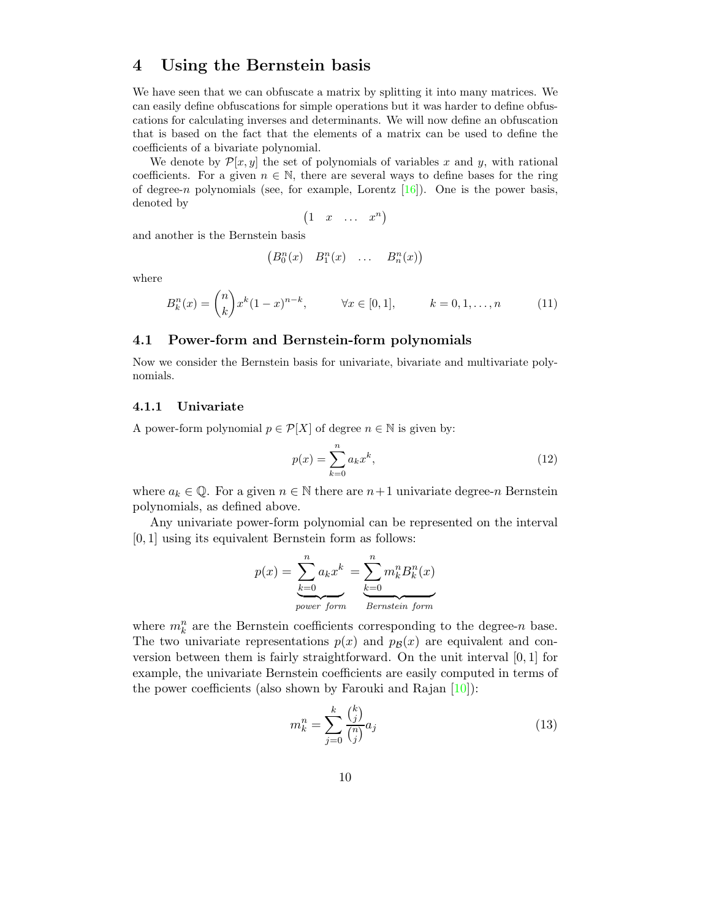# 4 Using the Bernstein basis

We have seen that we can obfuscate a matrix by splitting it into many matrices. We can easily define obfuscations for simple operations but it was harder to define obfuscations for calculating inverses and determinants. We will now define an obfuscation that is based on the fact that the elements of a matrix can be used to define the coefficients of a bivariate polynomial.

We denote by $\mathcal{P}[x, y]$ the set of polynomials of variables $x$ and $y$, with rational coefficients. For a given $n \in \mathbb{N}$, there are several ways to define bases for the ring of degree-$n$ polynomials (see, for example, Lorentz [16]). One is the power basis, denoted by

$$\begin{pmatrix} 1 & x & \dots & x^n \end{pmatrix}$$

and another is the Bernstein basis

$$\begin{pmatrix} B_0^n(x) & B_1^n(x) & \dots & B_n^n(x) \end{pmatrix}$$

where

$$B_k^n(x) = \binom{n}{k} x^k (1-x)^{n-k}, \qquad \forall x \in [0,1], \qquad k = 0, 1, \dots, n \tag{11}$$

## 4.1 Power-form and Bernstein-form polynomials

Now we consider the Bernstein basis for univariate, bivariate and multivariate polynomials.

### 4.1.1 Univariate

A power-form polynomial $p \in \mathcal{P}[X]$ of degree $n \in \mathbb{N}$ is given by:

$$p(x) = \sum_{k=0}^{n} a_k x^k, \tag{12}$$

where $a_k \in \mathbb{Q}$. For a given $n \in \mathbb{N}$ there are $n+1$ univariate degree-$n$ Bernstein polynomials, as defined above.

Any univariate power-form polynomial can be represented on the interval $[0, 1]$ using its equivalent Bernstein form as follows:

$$p(x) = \underbrace{\sum_{k=0}^{n} a_k x^k}_{power\ form} = \underbrace{\sum_{k=0}^{n} m_k^n B_k^n(x)}_{Bernstein\ form}$$

where $m_k^n$ are the Bernstein coefficients corresponding to the degree-$n$ base. The two univariate representations $p(x)$ and $p_{\mathcal{B}}(x)$ are equivalent and conversion between them is fairly straightforward. On the unit interval $[0, 1]$ for example, the univariate Bernstein coefficients are easily computed in terms of the power coefficients (also shown by Farouki and Rajan [10]):

$$m_k^n = \sum_{j=0}^{k} \frac{\binom{k}{j}}{\binom{n}{j}} a_j \tag{13}$$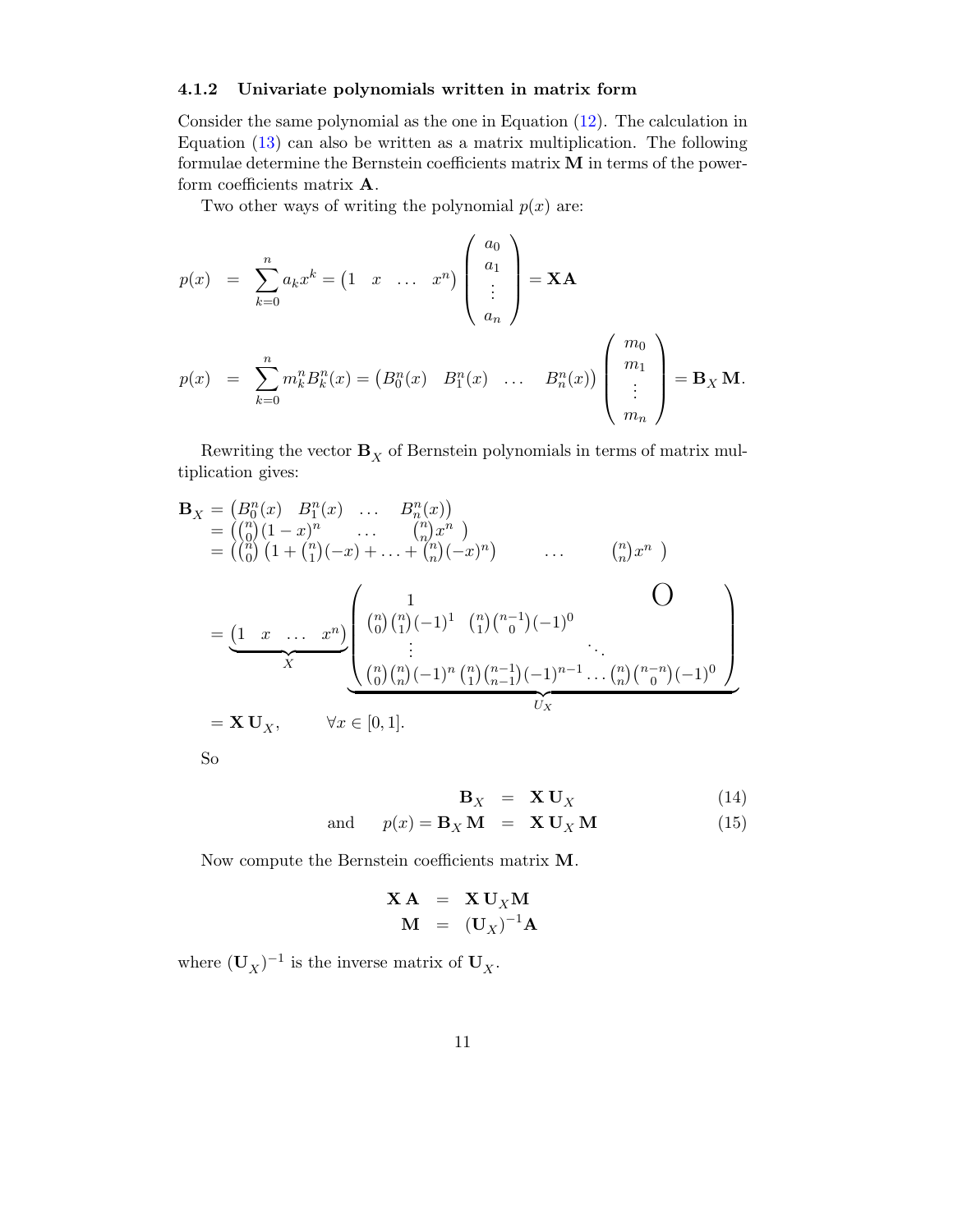### 4.1.2 Univariate polynomials written in matrix form

Consider the same polynomial as the one in Equation (12). The calculation in Equation (13) can also be written as a matrix multiplication. The following formulae determine the Bernstein coefficients matrix $\mathbf{M}$ in terms of the power-form coefficients matrix $\mathbf{A}$.

Two other ways of writing the polynomial $p(x)$ are:

$$
\begin{aligned}
p(x) &= \sum_{k=0}^{n} a_k x^k = \begin{pmatrix} 1 & x & \dots & x^n \end{pmatrix} \begin{pmatrix} a_0 \\ a_1 \\ \vdots \\ a_n \end{pmatrix} = \mathbf{X}\mathbf{A} \\
p(x) &= \sum_{k=0}^{n} m_k^n B_k^n(x) = \begin{pmatrix} B_0^n(x) & B_1^n(x) & \dots & B_n^n(x) \end{pmatrix} \begin{pmatrix} m_0 \\ m_1 \\ \vdots \\ m_n \end{pmatrix} = \mathbf{B}_X \mathbf{M}.
\end{aligned}
$$

Rewriting the vector $\mathbf{B}_X$ of Bernstein polynomials in terms of matrix multiplication gives:

$$
\begin{aligned}
\mathbf{B}_X &= \begin{pmatrix} B_0^n(x) & B_1^n(x) & \dots & B_n^n(x) \end{pmatrix} \\
&= \begin{pmatrix} \binom{n}{0}(1-x)^n & \dots & \binom{n}{n}x^n \end{pmatrix} \\
&= \begin{pmatrix} \binom{n}{0}\left(1 + \binom{n}{1}(-x) + \dots + \binom{n}{n}(-x)^n\right) & \dots & \binom{n}{n}x^n \end{pmatrix} \\
&= \underbrace{\begin{pmatrix} 1 & x & \dots & x^n \end{pmatrix}}_{X} \underbrace{\begin{pmatrix} 1 & & & \mathbf{O} \\ \binom{n}{0}\binom{n}{1}(-1)^1 & \binom{n}{1}\binom{n-1}{0}(-1)^0 & & \\ \vdots & & \ddots & \\ \binom{n}{0}\binom{n}{n}(-1)^n & \binom{n}{1}\binom{n-1}{n-1}(-1)^{n-1} & \dots & \binom{n}{n}\binom{n-n}{0}(-1)^0 \end{pmatrix}}_{U_X} \\
&= \mathbf{X}\,\mathbf{U}_X, \qquad \forall x \in [0,1].
\end{aligned}
$$

So

$$
\begin{aligned}
\mathbf{B}_X &= \mathbf{X}\,\mathbf{U}_X & (14) \\
\text{and} \quad p(x) = \mathbf{B}_X\,\mathbf{M} &= \mathbf{X}\,\mathbf{U}_X\,\mathbf{M} & (15)
\end{aligned}
$$

Now compute the Bernstein coefficients matrix $\mathbf{M}$.

$$
\begin{aligned}
\mathbf{X}\,\mathbf{A} &= \mathbf{X}\,\mathbf{U}_X \mathbf{M} \\
\mathbf{M} &= (\mathbf{U}_X)^{-1}\mathbf{A}
\end{aligned}
$$

where $(\mathbf{U}_X)^{-1}$ is the inverse matrix of $\mathbf{U}_X$.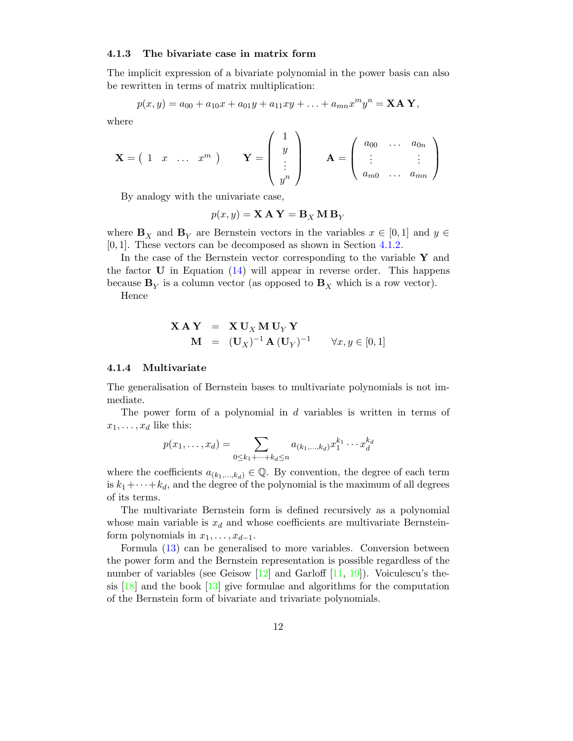### 4.1.3 The bivariate case in matrix form

The implicit expression of a bivariate polynomial in the power basis can also be rewritten in terms of matrix multiplication:

$$p(x, y) = a_{00} + a_{10}x + a_{01}y + a_{11}xy + \ldots + a_{mn}x^m y^n = \mathbf{X}\mathbf{A}\,\mathbf{Y},$$

where

$$\mathbf{X} = \begin{pmatrix} 1 & x & \ldots & x^m \end{pmatrix} \qquad \mathbf{Y} = \begin{pmatrix} 1 \\ y \\ \vdots \\ y^n \end{pmatrix} \qquad \mathbf{A} = \begin{pmatrix} a_{00} & \ldots & a_{0n} \\ \vdots & & \vdots \\ a_{m0} & \ldots & a_{mn} \end{pmatrix}$$

By analogy with the univariate case,

$$p(x, y) = \mathbf{X}\,\mathbf{A}\,\mathbf{Y} = \mathbf{B}_X\,\mathbf{M}\,\mathbf{B}_Y$$

where $\mathbf{B}_X$ and $\mathbf{B}_Y$ are Bernstein vectors in the variables $x \in [0, 1]$ and $y \in [0, 1]$. These vectors can be decomposed as shown in Section 4.1.2.

In the case of the Bernstein vector corresponding to the variable $\mathbf{Y}$ and the factor $\mathbf{U}$ in Equation (14) will appear in reverse order. This happens because $\mathbf{B}_Y$ is a column vector (as opposed to $\mathbf{B}_X$ which is a row vector).

Hence

$$\begin{aligned} \mathbf{X}\,\mathbf{A}\,\mathbf{Y} &= \mathbf{X}\,\mathbf{U}_X\,\mathbf{M}\,\mathbf{U}_Y\,\mathbf{Y} \\ \mathbf{M} &= (\mathbf{U}_X)^{-1}\,\mathbf{A}\,(\mathbf{U}_Y)^{-1} \qquad \forall x, y \in [0, 1] \end{aligned}$$

### 4.1.4 Multivariate

The generalisation of Bernstein bases to multivariate polynomials is not immediate.

The power form of a polynomial in $d$ variables is written in terms of $x_1, \ldots, x_d$ like this:

$$p(x_1, \ldots, x_d) = \sum_{0 \le k_1 + \cdots + k_d \le n} a_{(k_1, \ldots, k_d)} x_1^{k_1} \cdots x_d^{k_d}$$

where the coefficients $a_{(k_1, \ldots, k_d)} \in \mathbb{Q}$. By convention, the degree of each term is $k_1 + \cdots + k_d$, and the degree of the polynomial is the maximum of all degrees of its terms.

The multivariate Bernstein form is defined recursively as a polynomial whose main variable is $x_d$ and whose coefficients are multivariate Bernstein-form polynomials in $x_1, \ldots, x_{d-1}$.

Formula (13) can be generalised to more variables. Conversion between the power form and the Bernstein representation is possible regardless of the number of variables (see Geisow [12] and Garloff [11, 19]). Voiculescu's thesis [18] and the book [13] give formulae and algorithms for the computation of the Bernstein form of bivariate and trivariate polynomials.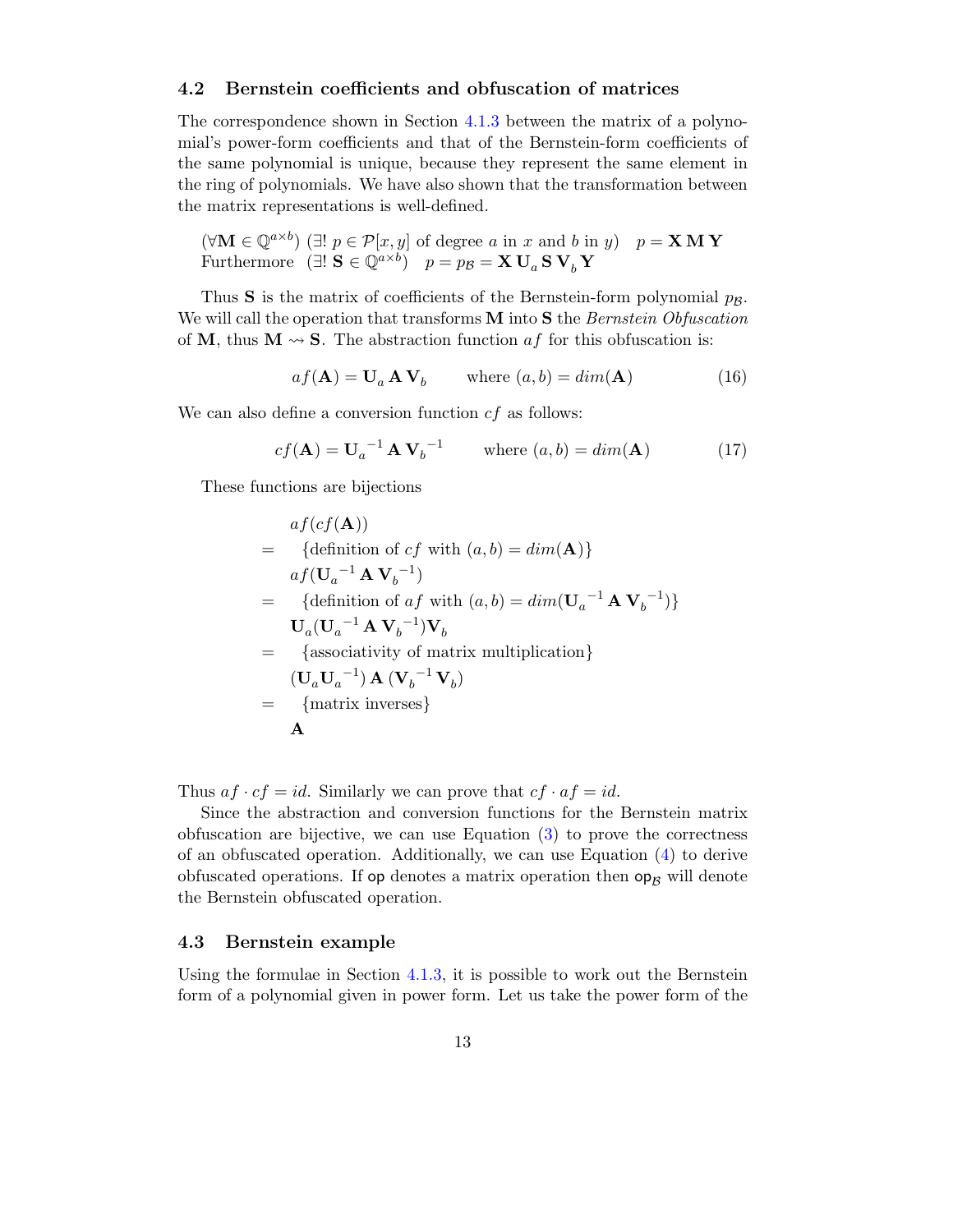### 4.2 Bernstein coefficients and obfuscation of matrices

The correspondence shown in Section 4.1.3 between the matrix of a polynomial's power-form coefficients and that of the Bernstein-form coefficients of the same polynomial is unique, because they represent the same element in the ring of polynomials. We have also shown that the transformation between the matrix representations is well-defined.

$$
\begin{array}{l}
(\forall \mathbf{M} \in \mathbb{Q}^{a \times b})\ (\exists!\ p \in \mathcal{P}[x,y] \text{ of degree } a \text{ in } x \text{ and } b \text{ in } y) \quad p = \mathbf{X}\,\mathbf{M}\,\mathbf{Y} \\
\text{Furthermore} \quad (\exists!\ \mathbf{S} \in \mathbb{Q}^{a \times b}) \quad p = p_{\mathcal{B}} = \mathbf{X}\,\mathbf{U}_a\,\mathbf{S}\,\mathbf{V}_b\,\mathbf{Y}
\end{array}
$$

Thus $\mathbf{S}$ is the matrix of coefficients of the Bernstein-form polynomial $p_{\mathcal{B}}$. We will call the operation that transforms $\mathbf{M}$ into $\mathbf{S}$ the *Bernstein Obfuscation* of $\mathbf{M}$, thus $\mathbf{M} \rightsquigarrow \mathbf{S}$. The abstraction function $af$ for this obfuscation is:

$$
af(\mathbf{A}) = \mathbf{U}_a\,\mathbf{A}\,\mathbf{V}_b \qquad \text{where } (a,b) = dim(\mathbf{A}) \tag{16}
$$

We can also define a conversion function $cf$ as follows:

$$
cf(\mathbf{A}) = {\mathbf{U}_a}^{-1}\,\mathbf{A}\,{\mathbf{V}_b}^{-1} \qquad \text{where } (a,b) = dim(\mathbf{A}) \tag{17}
$$

These functions are bijections

$$
\begin{array}{cl}
 & af(cf(\mathbf{A})) \\
= & \quad \{\text{definition of } cf \text{ with } (a,b) = dim(\mathbf{A})\} \\
 & af({\mathbf{U}_a}^{-1}\,\mathbf{A}\,{\mathbf{V}_b}^{-1}) \\
= & \quad \{\text{definition of } af \text{ with } (a,b) = dim({\mathbf{U}_a}^{-1}\,\mathbf{A}\,{\mathbf{V}_b}^{-1})\} \\
 & \mathbf{U}_a({\mathbf{U}_a}^{-1}\,\mathbf{A}\,{\mathbf{V}_b}^{-1})\mathbf{V}_b \\
= & \quad \{\text{associativity of matrix multiplication}\} \\
 & (\mathbf{U}_a{\mathbf{U}_a}^{-1})\,\mathbf{A}\,({\mathbf{V}_b}^{-1}\,\mathbf{V}_b) \\
= & \quad \{\text{matrix inverses}\} \\
 & \mathbf{A}
\end{array}
$$

Thus $af \cdot cf = id$. Similarly we can prove that $cf \cdot af = id$.

Since the abstraction and conversion functions for the Bernstein matrix obfuscation are bijective, we can use Equation (3) to prove the correctness of an obfuscated operation. Additionally, we can use Equation (4) to derive obfuscated operations. If $\mathsf{op}$ denotes a matrix operation then $\mathsf{op}_{\mathcal{B}}$ will denote the Bernstein obfuscated operation.

### 4.3 Bernstein example

Using the formulae in Section 4.1.3, it is possible to work out the Bernstein form of a polynomial given in power form. Let us take the power form of the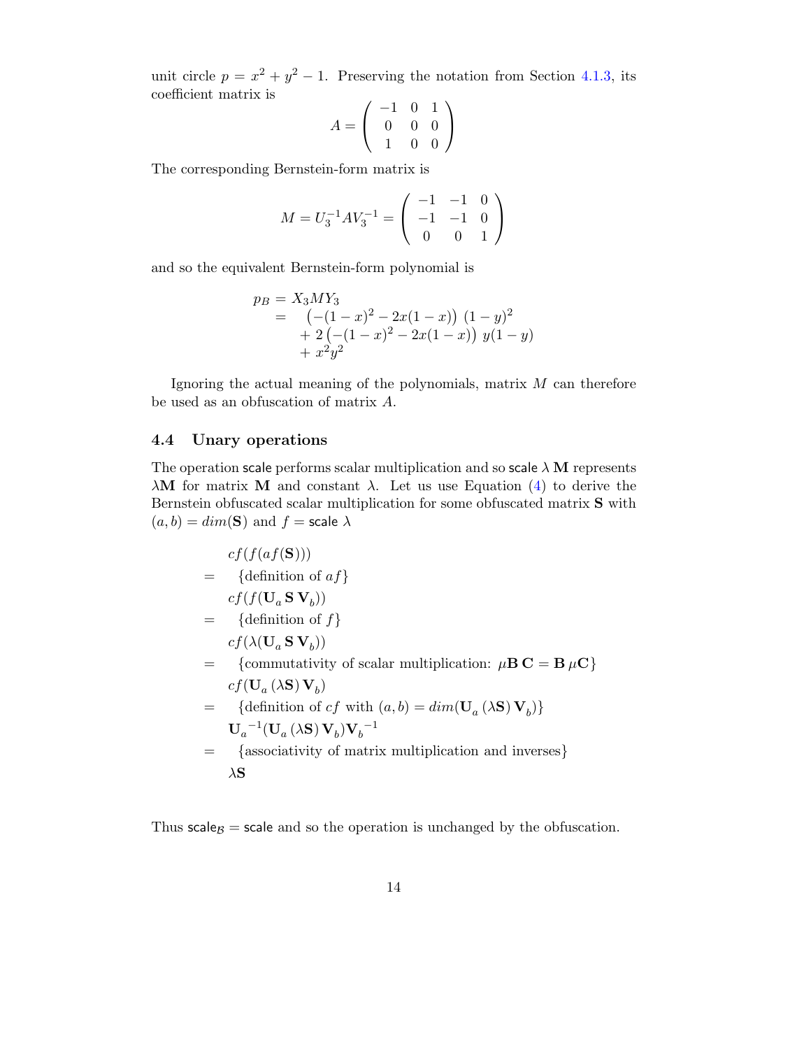unit circle $p = x^2 + y^2 - 1$. Preserving the notation from Section 4.1.3, its coefficient matrix is

$$A = \begin{pmatrix} -1 & 0 & 1 \\ 0 & 0 & 0 \\ 1 & 0 & 0 \end{pmatrix}$$

The corresponding Bernstein-form matrix is

$$M = U_3^{-1} A V_3^{-1} = \begin{pmatrix} -1 & -1 & 0 \\ -1 & -1 & 0 \\ 0 & 0 & 1 \end{pmatrix}$$

and so the equivalent Bernstein-form polynomial is

$$\begin{aligned} p_B &= X_3 M Y_3 \\ &= \left(-(1-x)^2 - 2x(1-x)\right)(1-y)^2 \\ &\quad + 2\left(-(1-x)^2 - 2x(1-x)\right) y(1-y) \\ &\quad + x^2 y^2 \end{aligned}$$

Ignoring the actual meaning of the polynomials, matrix $M$ can therefore be used as an obfuscation of matrix $A$.

## 4.4 Unary operations

The operation scale performs scalar multiplication and so $\mathsf{scale}\ \lambda\ \mathbf{M}$ represents $\lambda\mathbf{M}$ for matrix $\mathbf{M}$ and constant $\lambda$. Let us use Equation (4) to derive the Bernstein obfuscated scalar multiplication for some obfuscated matrix $\mathbf{S}$ with $(a, b) = dim(\mathbf{S})$ and $f = \mathsf{scale}\ \lambda$

$$\begin{aligned}
& cf(f(af(\mathbf{S}))) \\
= \quad & \{\text{definition of } af\} \\
& cf(f(\mathbf{U}_a\, \mathbf{S}\, \mathbf{V}_b)) \\
= \quad & \{\text{definition of } f\} \\
& cf(\lambda(\mathbf{U}_a\, \mathbf{S}\, \mathbf{V}_b)) \\
= \quad & \{\text{commutativity of scalar multiplication: } \mu\mathbf{B}\,\mathbf{C} = \mathbf{B}\,\mu\mathbf{C}\} \\
& cf(\mathbf{U}_a\, (\lambda\mathbf{S})\, \mathbf{V}_b) \\
= \quad & \{\text{definition of } cf \text{ with } (a, b) = dim(\mathbf{U}_a\, (\lambda\mathbf{S})\, \mathbf{V}_b)\} \\
& {\mathbf{U}_a}^{-1}(\mathbf{U}_a\, (\lambda\mathbf{S})\, \mathbf{V}_b){\mathbf{V}_b}^{-1} \\
= \quad & \{\text{associativity of matrix multiplication and inverses}\} \\
& \lambda\mathbf{S}
\end{aligned}$$

Thus $\mathsf{scale}_{\mathcal{B}} = \mathsf{scale}$ and so the operation is unchanged by the obfuscation.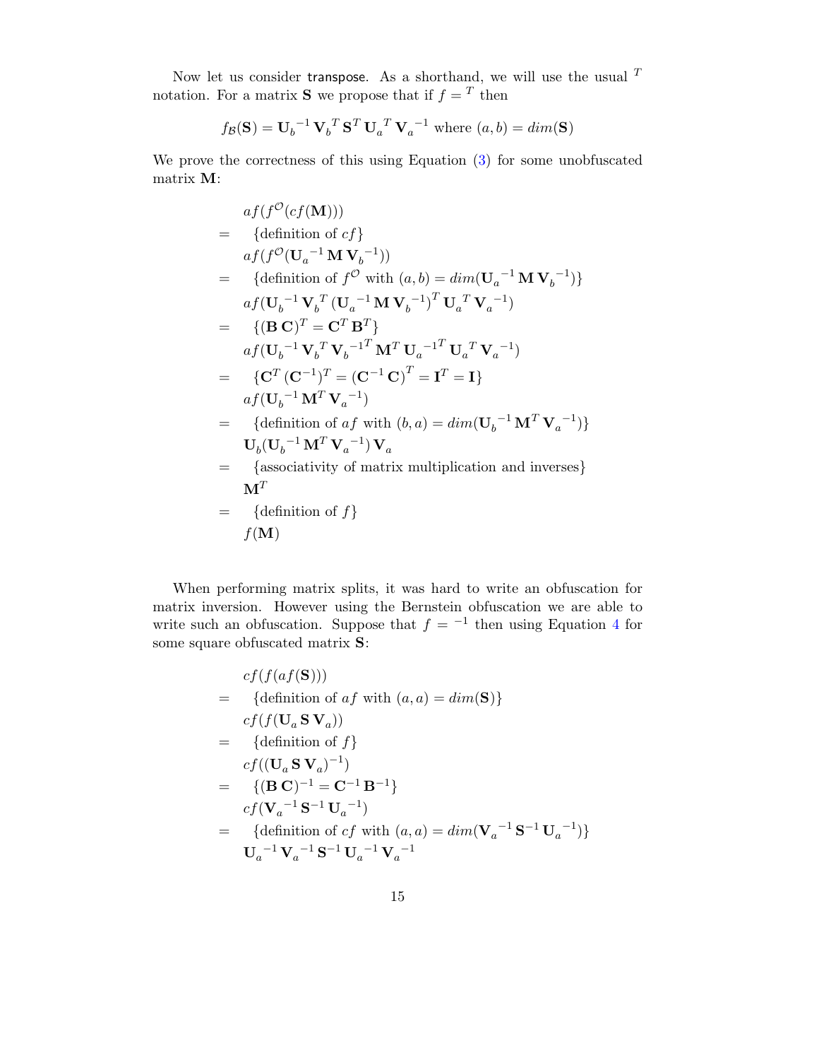Now let us consider transpose. As a shorthand, we will use the usual $^T$ notation. For a matrix $\mathbf{S}$ we propose that if $f = {}^T$ then

$$f_{\mathcal{B}}(\mathbf{S}) = {\mathbf{U}_b}^{-1}\,{\mathbf{V}_b}^T\,\mathbf{S}^T\,{\mathbf{U}_a}^T\,{\mathbf{V}_a}^{-1} \text{ where } (a,b) = dim(\mathbf{S})$$

We prove the correctness of this using Equation (3) for some unobfuscated matrix $\mathbf{M}$:

$$
\begin{array}{ll}
& af(f^{\mathcal{O}}(cf(\mathbf{M}))) \\
= & \quad \{\text{definition of } cf\} \\
& af(f^{\mathcal{O}}({\mathbf{U}_a}^{-1}\,\mathbf{M}\,{\mathbf{V}_b}^{-1})) \\
= & \quad \{\text{definition of } f^{\mathcal{O}} \text{ with } (a,b) = dim({\mathbf{U}_a}^{-1}\,\mathbf{M}\,{\mathbf{V}_b}^{-1})\} \\
& af({\mathbf{U}_b}^{-1}\,{\mathbf{V}_b}^T\,({\mathbf{U}_a}^{-1}\,\mathbf{M}\,{\mathbf{V}_b}^{-1})^T\,{\mathbf{U}_a}^T\,{\mathbf{V}_a}^{-1}) \\
= & \quad \{(\mathbf{B}\,\mathbf{C})^T = \mathbf{C}^T\,\mathbf{B}^T\} \\
& af({\mathbf{U}_b}^{-1}\,{\mathbf{V}_b}^T\,{\mathbf{V}_b}^{-1^T}\,\mathbf{M}^T\,{\mathbf{U}_a}^{-1^T}\,{\mathbf{U}_a}^T\,{\mathbf{V}_a}^{-1}) \\
= & \quad \{\mathbf{C}^T\,(\mathbf{C}^{-1})^T = (\mathbf{C}^{-1}\,\mathbf{C})^T = \mathbf{I}^T = \mathbf{I}\} \\
& af({\mathbf{U}_b}^{-1}\,\mathbf{M}^T\,{\mathbf{V}_a}^{-1}) \\
= & \quad \{\text{definition of } af \text{ with } (b,a) = dim({\mathbf{U}_b}^{-1}\,\mathbf{M}^T\,{\mathbf{V}_a}^{-1})\} \\
& \mathbf{U}_b({\mathbf{U}_b}^{-1}\,\mathbf{M}^T\,{\mathbf{V}_a}^{-1})\,\mathbf{V}_a \\
= & \quad \{\text{associativity of matrix multiplication and inverses}\} \\
& \mathbf{M}^T \\
= & \quad \{\text{definition of } f\} \\
& f(\mathbf{M})
\end{array}
$$

When performing matrix splits, it was hard to write an obfuscation for matrix inversion. However using the Bernstein obfuscation we are able to write such an obfuscation. Suppose that $f = {}^{-1}$ then using Equation 4 for some square obfuscated matrix $\mathbf{S}$:

$$
\begin{array}{ll}
& cf(f(af(\mathbf{S}))) \\
= & \quad \{\text{definition of } af \text{ with } (a,a) = dim(\mathbf{S})\} \\
& cf(f(\mathbf{U}_a\,\mathbf{S}\,\mathbf{V}_a)) \\
= & \quad \{\text{definition of } f\} \\
& cf((\mathbf{U}_a\,\mathbf{S}\,\mathbf{V}_a)^{-1}) \\
= & \quad \{(\mathbf{B}\,\mathbf{C})^{-1} = \mathbf{C}^{-1}\,\mathbf{B}^{-1}\} \\
& cf({\mathbf{V}_a}^{-1}\,\mathbf{S}^{-1}\,{\mathbf{U}_a}^{-1}) \\
= & \quad \{\text{definition of } cf \text{ with } (a,a) = dim({\mathbf{V}_a}^{-1}\,\mathbf{S}^{-1}\,{\mathbf{U}_a}^{-1})\} \\
& {\mathbf{U}_a}^{-1}\,{\mathbf{V}_a}^{-1}\,\mathbf{S}^{-1}\,{\mathbf{U}_a}^{-1}\,{\mathbf{V}_a}^{-1}
\end{array}
$$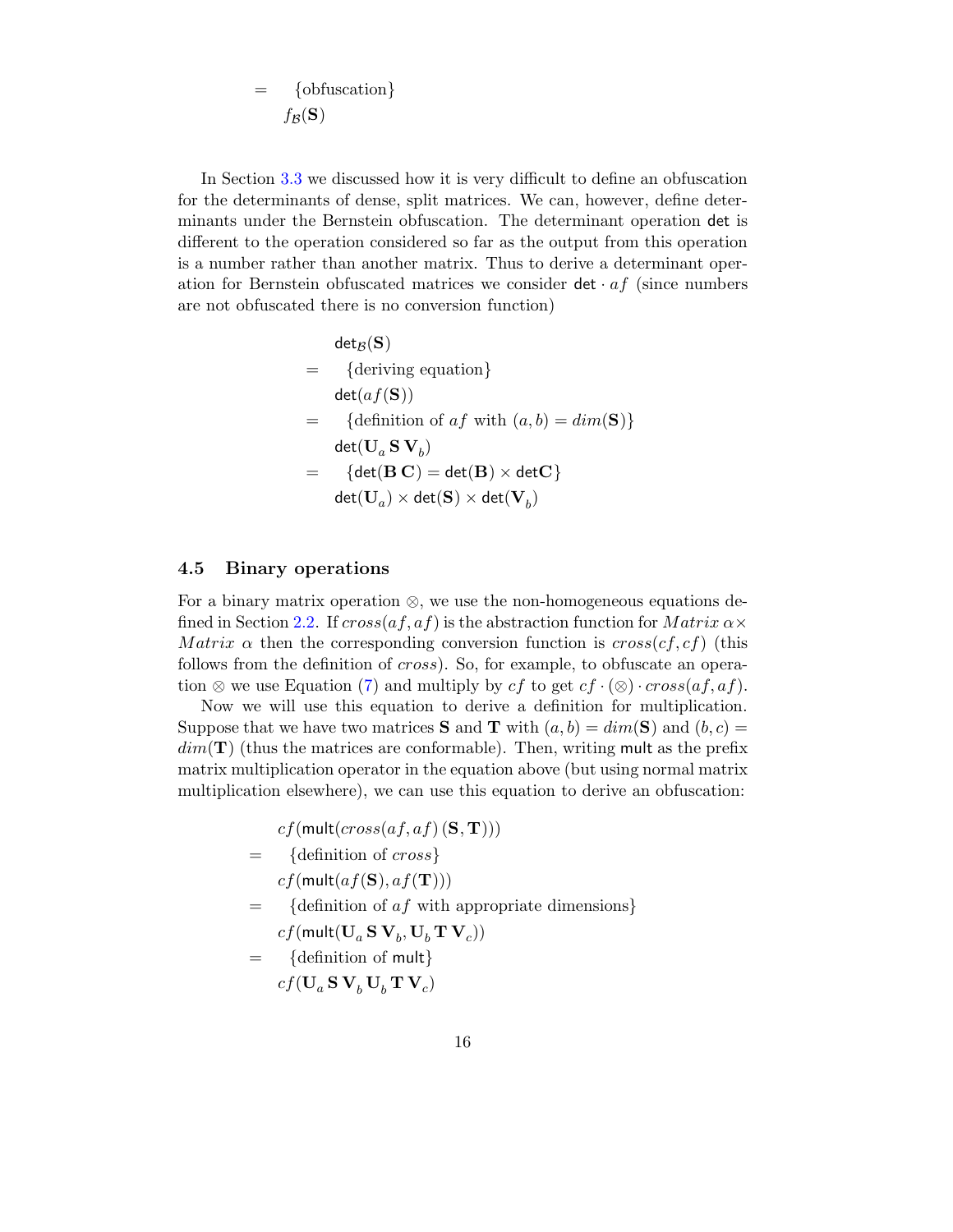$$
\begin{aligned}
= & \quad \{\text{obfuscation}\} \\
& f_{\mathcal{B}}(\mathbf{S})
\end{aligned}
$$

In Section 3.3 we discussed how it is very difficult to define an obfuscation for the determinants of dense, split matrices. We can, however, define determinants under the Bernstein obfuscation. The determinant operation $\mathsf{det}$ is different to the operation considered so far as the output from this operation is a number rather than another matrix. Thus to derive a determinant operation for Bernstein obfuscated matrices we consider $\mathsf{det} \cdot af$ (since numbers are not obfuscated there is no conversion function)

$$
\begin{aligned}
& \mathsf{det}_{\mathcal{B}}(\mathbf{S}) \\
= & \quad \{\text{deriving equation}\} \\
& \mathsf{det}(af(\mathbf{S})) \\
= & \quad \{\text{definition of } af \text{ with } (a,b) = dim(\mathbf{S})\} \\
& \mathsf{det}(\mathbf{U}_a\, \mathbf{S}\, \mathbf{V}_b) \\
= & \quad \{\mathsf{det}(\mathbf{B}\, \mathbf{C}) = \mathsf{det}(\mathbf{B}) \times \mathsf{det}\mathbf{C}\} \\
& \mathsf{det}(\mathbf{U}_a) \times \mathsf{det}(\mathbf{S}) \times \mathsf{det}(\mathbf{V}_b)
\end{aligned}
$$

### 4.5 Binary operations

For a binary matrix operation $\otimes$, we use the non-homogeneous equations defined in Section 2.2. If $cross(af, af)$ is the abstraction function for $Matrix\ \alpha \times Matrix\ \alpha$ then the corresponding conversion function is $cross(cf, cf)$ (this follows from the definition of $cross$). So, for example, to obfuscate an operation $\otimes$ we use Equation (7) and multiply by $cf$ to get $cf \cdot (\otimes) \cdot cross(af, af)$.

Now we will use this equation to derive a definition for multiplication. Suppose that we have two matrices $\mathbf{S}$ and $\mathbf{T}$ with $(a, b) = dim(\mathbf{S})$ and $(b, c) = dim(\mathbf{T})$ (thus the matrices are conformable). Then, writing $\mathsf{mult}$ as the prefix matrix multiplication operator in the equation above (but using normal matrix multiplication elsewhere), we can use this equation to derive an obfuscation:

$$
\begin{aligned}
& cf(\mathsf{mult}(cross(af, af)\,(\mathbf{S}, \mathbf{T}))) \\
= & \quad \{\text{definition of } cross\} \\
& cf(\mathsf{mult}(af(\mathbf{S}), af(\mathbf{T}))) \\
= & \quad \{\text{definition of } af \text{ with appropriate dimensions}\} \\
& cf(\mathsf{mult}(\mathbf{U}_a\, \mathbf{S}\, \mathbf{V}_b, \mathbf{U}_b\, \mathbf{T}\, \mathbf{V}_c)) \\
= & \quad \{\text{definition of } \mathsf{mult}\} \\
& cf(\mathbf{U}_a\, \mathbf{S}\, \mathbf{V}_b\, \mathbf{U}_b\, \mathbf{T}\, \mathbf{V}_c)
\end{aligned}
$$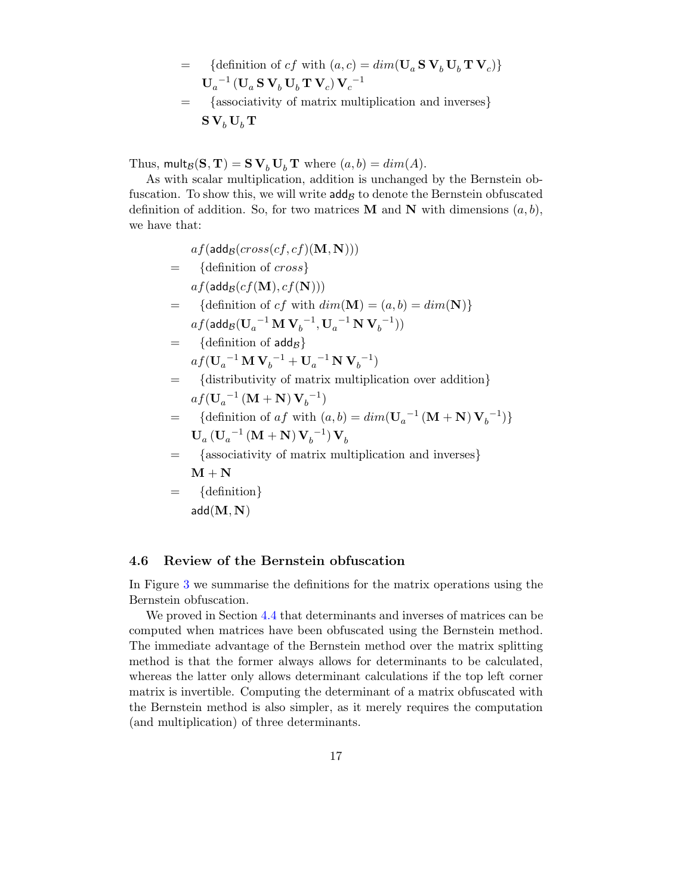$$
\begin{aligned}
&= \quad \{\text{definition of } cf \text{ with } (a,c) = dim(\mathbf{U}_a\,\mathbf{S}\,\mathbf{V}_b\,\mathbf{U}_b\,\mathbf{T}\,\mathbf{V}_c)\} \\
&\quad {\mathbf{U}_a}^{-1}\,(\mathbf{U}_a\,\mathbf{S}\,\mathbf{V}_b\,\mathbf{U}_b\,\mathbf{T}\,\mathbf{V}_c)\,{\mathbf{V}_c}^{-1} \\
&= \quad \{\text{associativity of matrix multiplication and inverses}\} \\
&\quad \mathbf{S}\,\mathbf{V}_b\,\mathbf{U}_b\,\mathbf{T}
\end{aligned}
$$

Thus, $\mathsf{mult}_{\mathcal{B}}(\mathbf{S},\mathbf{T}) = \mathbf{S}\,\mathbf{V}_b\,\mathbf{U}_b\,\mathbf{T}$ where $(a,b) = dim(A)$.

As with scalar multiplication, addition is unchanged by the Bernstein obfuscation. To show this, we will write $\mathsf{add}_{\mathcal{B}}$ to denote the Bernstein obfuscated definition of addition. So, for two matrices $\mathbf{M}$ and $\mathbf{N}$ with dimensions $(a,b)$, we have that:

$$
\begin{aligned}
&\quad af(\mathsf{add}_{\mathcal{B}}(cross(cf,cf)(\mathbf{M},\mathbf{N}))) \\
&= \quad \{\text{definition of } cross\} \\
&\quad af(\mathsf{add}_{\mathcal{B}}(cf(\mathbf{M}),cf(\mathbf{N}))) \\
&= \quad \{\text{definition of } cf \text{ with } dim(\mathbf{M}) = (a,b) = dim(\mathbf{N})\} \\
&\quad af(\mathsf{add}_{\mathcal{B}}({\mathbf{U}_a}^{-1}\,\mathbf{M}\,{\mathbf{V}_b}^{-1}, {\mathbf{U}_a}^{-1}\,\mathbf{N}\,{\mathbf{V}_b}^{-1})) \\
&= \quad \{\text{definition of } \mathsf{add}_{\mathcal{B}}\} \\
&\quad af({\mathbf{U}_a}^{-1}\,\mathbf{M}\,{\mathbf{V}_b}^{-1} + {\mathbf{U}_a}^{-1}\,\mathbf{N}\,{\mathbf{V}_b}^{-1}) \\
&= \quad \{\text{distributivity of matrix multiplication over addition}\} \\
&\quad af({\mathbf{U}_a}^{-1}\,(\mathbf{M}+\mathbf{N})\,{\mathbf{V}_b}^{-1}) \\
&= \quad \{\text{definition of } af \text{ with } (a,b) = dim({\mathbf{U}_a}^{-1}\,(\mathbf{M}+\mathbf{N})\,{\mathbf{V}_b}^{-1})\} \\
&\quad \mathbf{U}_a\,({\mathbf{U}_a}^{-1}\,(\mathbf{M}+\mathbf{N})\,{\mathbf{V}_b}^{-1})\,\mathbf{V}_b \\
&= \quad \{\text{associativity of matrix multiplication and inverses}\} \\
&\quad \mathbf{M}+\mathbf{N} \\
&= \quad \{\text{definition}\} \\
&\quad \mathsf{add}(\mathbf{M},\mathbf{N})
\end{aligned}
$$

### 4.6 Review of the Bernstein obfuscation

In Figure 3 we summarise the definitions for the matrix operations using the Bernstein obfuscation.

We proved in Section 4.4 that determinants and inverses of matrices can be computed when matrices have been obfuscated using the Bernstein method. The immediate advantage of the Bernstein method over the matrix splitting method is that the former always allows for determinants to be calculated, whereas the latter only allows determinant calculations if the top left corner matrix is invertible. Computing the determinant of a matrix obfuscated with the Bernstein method is also simpler, as it merely requires the computation (and multiplication) of three determinants.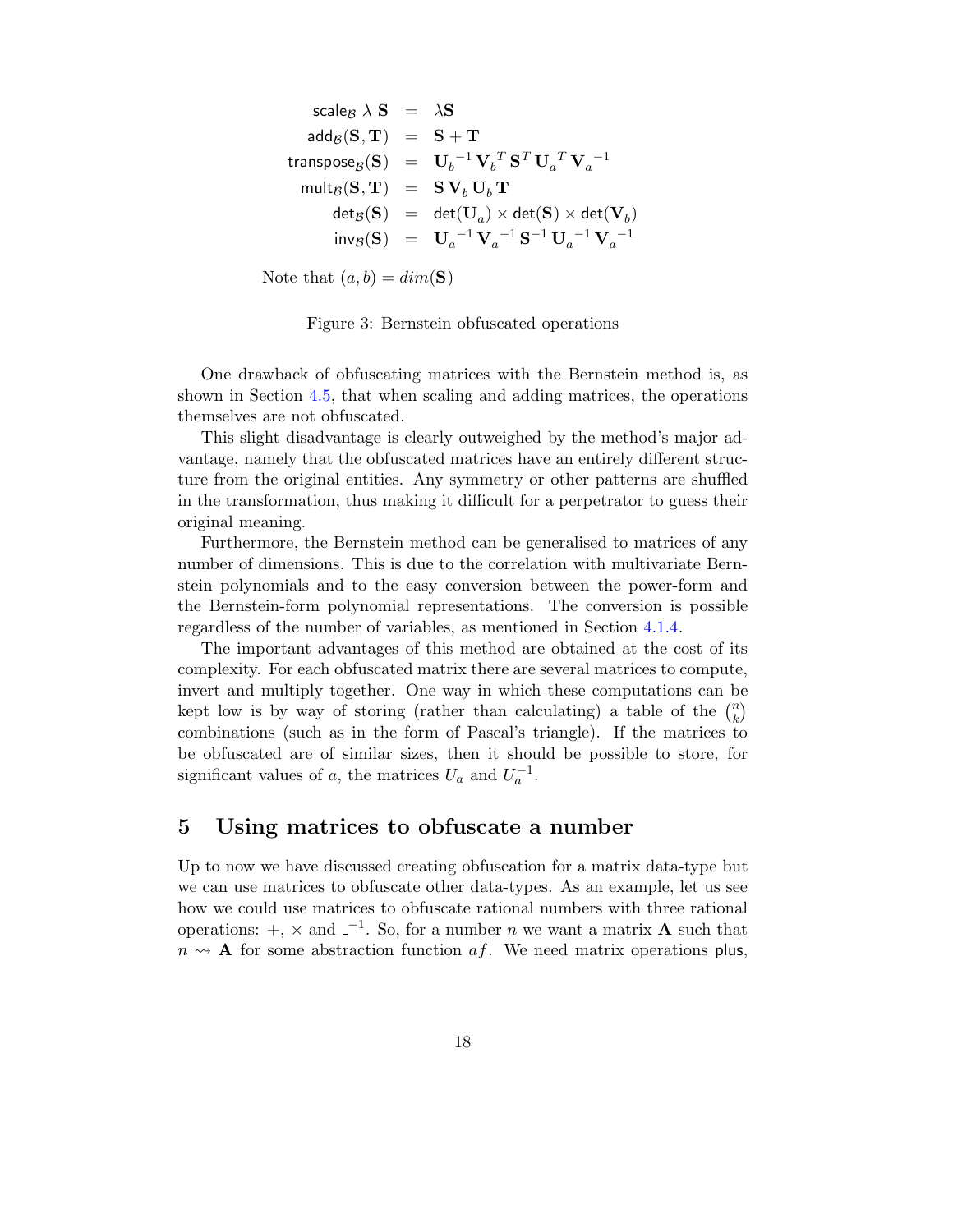$$
\begin{aligned}
\mathsf{scale}_{\mathcal{B}}\ \lambda\ \mathbf{S} &= \lambda \mathbf{S} \\
\mathsf{add}_{\mathcal{B}}(\mathbf{S}, \mathbf{T}) &= \mathbf{S} + \mathbf{T} \\
\mathsf{transpose}_{\mathcal{B}}(\mathbf{S}) &= {\mathbf{U}_b}^{-1}\, {\mathbf{V}_b}^{T}\, \mathbf{S}^{T}\, {\mathbf{U}_a}^{T}\, {\mathbf{V}_a}^{-1} \\
\mathsf{mult}_{\mathcal{B}}(\mathbf{S}, \mathbf{T}) &= \mathbf{S}\, \mathbf{V}_b\, \mathbf{U}_b\, \mathbf{T} \\
\mathsf{det}_{\mathcal{B}}(\mathbf{S}) &= \mathsf{det}(\mathbf{U}_a) \times \mathsf{det}(\mathbf{S}) \times \mathsf{det}(\mathbf{V}_b) \\
\mathsf{inv}_{\mathcal{B}}(\mathbf{S}) &= {\mathbf{U}_a}^{-1}\, {\mathbf{V}_a}^{-1}\, \mathbf{S}^{-1}\, {\mathbf{U}_a}^{-1}\, {\mathbf{V}_a}^{-1}
\end{aligned}
$$

Note that $(a, b) = dim(\mathbf{S})$

Figure 3: Bernstein obfuscated operations

One drawback of obfuscating matrices with the Bernstein method is, as shown in Section 4.5, that when scaling and adding matrices, the operations themselves are not obfuscated.

This slight disadvantage is clearly outweighed by the method's major advantage, namely that the obfuscated matrices have an entirely different structure from the original entities. Any symmetry or other patterns are shuffled in the transformation, thus making it difficult for a perpetrator to guess their original meaning.

Furthermore, the Bernstein method can be generalised to matrices of any number of dimensions. This is due to the correlation with multivariate Bernstein polynomials and to the easy conversion between the power-form and the Bernstein-form polynomial representations. The conversion is possible regardless of the number of variables, as mentioned in Section 4.1.4.

The important advantages of this method are obtained at the cost of its complexity. For each obfuscated matrix there are several matrices to compute, invert and multiply together. One way in which these computations can be kept low is by way of storing (rather than calculating) a table of the $\binom{n}{k}$ combinations (such as in the form of Pascal's triangle). If the matrices to be obfuscated are of similar sizes, then it should be possible to store, for significant values of $a$, the matrices $U_a$ and $U_a^{-1}$.

## 5 Using matrices to obfuscate a number

Up to now we have discussed creating obfuscation for a matrix data-type but we can use matrices to obfuscate other data-types. As an example, let us see how we could use matrices to obfuscate rational numbers with three rational operations: $+$, $\times$ and $\_^{-1}$. So, for a number $n$ we want a matrix $\mathbf{A}$ such that $n \rightsquigarrow \mathbf{A}$ for some abstraction function $af$. We need matrix operations $\mathsf{plus}$,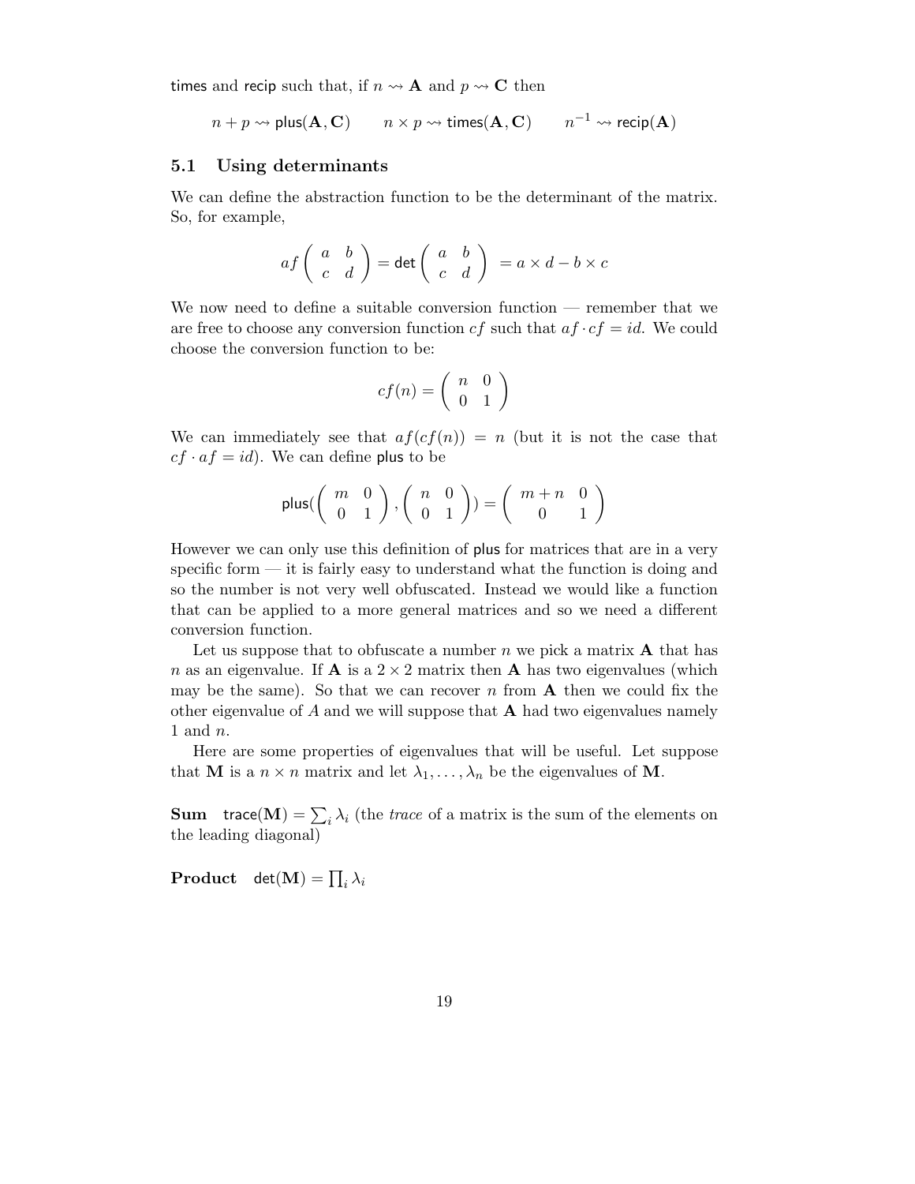times and recip such that, if $n \rightsquigarrow \mathbf{A}$ and $p \rightsquigarrow \mathbf{C}$ then

$$n + p \rightsquigarrow \mathsf{plus}(\mathbf{A}, \mathbf{C}) \qquad n \times p \rightsquigarrow \mathsf{times}(\mathbf{A}, \mathbf{C}) \qquad n^{-1} \rightsquigarrow \mathsf{recip}(\mathbf{A})$$

### 5.1 Using determinants

We can define the abstraction function to be the determinant of the matrix. So, for example,

$$af \begin{pmatrix} a & b \\ c & d \end{pmatrix} = \mathsf{det} \begin{pmatrix} a & b \\ c & d \end{pmatrix} = a \times d - b \times c$$

We now need to define a suitable conversion function — remember that we are free to choose any conversion function $cf$ such that $af \cdot cf = id$. We could choose the conversion function to be:

$$cf(n) = \begin{pmatrix} n & 0 \\ 0 & 1 \end{pmatrix}$$

We can immediately see that $af(cf(n)) = n$ (but it is not the case that $cf \cdot af = id$). We can define plus to be

$$\mathsf{plus}(\begin{pmatrix} m & 0 \\ 0 & 1 \end{pmatrix}, \begin{pmatrix} n & 0 \\ 0 & 1 \end{pmatrix}) = \begin{pmatrix} m+n & 0 \\ 0 & 1 \end{pmatrix}$$

However we can only use this definition of plus for matrices that are in a very specific form — it is fairly easy to understand what the function is doing and so the number is not very well obfuscated. Instead we would like a function that can be applied to a more general matrices and so we need a different conversion function.

Let us suppose that to obfuscate a number $n$ we pick a matrix $\mathbf{A}$ that has $n$ as an eigenvalue. If $\mathbf{A}$ is a $2 \times 2$ matrix then $\mathbf{A}$ has two eigenvalues (which may be the same). So that we can recover $n$ from $\mathbf{A}$ then we could fix the other eigenvalue of $A$ and we will suppose that $\mathbf{A}$ had two eigenvalues namely 1 and $n$.

Here are some properties of eigenvalues that will be useful. Let suppose that $\mathbf{M}$ is a $n \times n$ matrix and let $\lambda_1, \ldots, \lambda_n$ be the eigenvalues of $\mathbf{M}$.

**Sum** $\mathsf{trace}(\mathbf{M}) = \sum_i \lambda_i$ (the *trace* of a matrix is the sum of the elements on the leading diagonal)

**Product** $\mathsf{det}(\mathbf{M}) = \prod_i \lambda_i$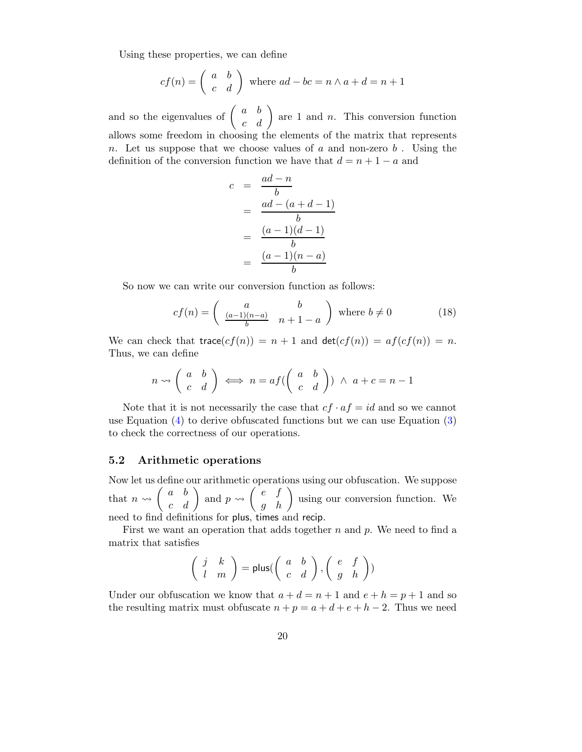Using these properties, we can define

$$cf(n) = \left( \begin{array}{cc} a & b \\ c & d \end{array} \right) \text{ where } ad - bc = n \wedge a + d = n + 1$$

and so the eigenvalues of $\left( \begin{array}{cc} a & b \\ c & d \end{array} \right)$ are 1 and $n$. This conversion function allows some freedom in choosing the elements of the matrix that represents $n$. Let us suppose that we choose values of $a$ and non-zero $b$ . Using the definition of the conversion function we have that $d = n + 1 - a$ and

$$\begin{aligned} c &= \frac{ad - n}{b} \\ &= \frac{ad - (a + d - 1)}{b} \\ &= \frac{(a-1)(d-1)}{b} \\ &= \frac{(a-1)(n-a)}{b} \end{aligned}$$

So now we can write our conversion function as follows:

$$cf(n) = \left( \begin{array}{cc} a & b \\ \frac{(a-1)(n-a)}{b} & n + 1 - a \end{array} \right) \text{ where } b \neq 0 \tag{18}$$

We can check that $\mathsf{trace}(cf(n)) = n + 1$ and $\mathsf{det}(cf(n)) = af(cf(n)) = n$. Thus, we can define

$$n \rightsquigarrow \left( \begin{array}{cc} a & b \\ c & d \end{array} \right) \iff n = af(\left( \begin{array}{cc} a & b \\ c & d \end{array} \right)) \ \wedge \ a + c = n - 1$$

Note that it is not necessarily the case that $cf \cdot af = id$ and so we cannot use Equation (4) to derive obfuscated functions but we can use Equation (3) to check the correctness of our operations.

## 5.2 Arithmetic operations

Now let us define our arithmetic operations using our obfuscation. We suppose that $n \rightsquigarrow \left( \begin{array}{cc} a & b \\ c & d \end{array} \right)$ and $p \rightsquigarrow \left( \begin{array}{cc} e & f \\ g & h \end{array} \right)$ using our conversion function. We need to find definitions for plus, times and recip.

First we want an operation that adds together $n$ and $p$. We need to find a matrix that satisfies

$$\left( \begin{array}{cc} j & k \\ l & m \end{array} \right) = \mathsf{plus}(\left( \begin{array}{cc} a & b \\ c & d \end{array} \right), \left( \begin{array}{cc} e & f \\ g & h \end{array} \right))$$

Under our obfuscation we know that $a + d = n + 1$ and $e + h = p + 1$ and so the resulting matrix must obfuscate $n + p = a + d + e + h - 2$. Thus we need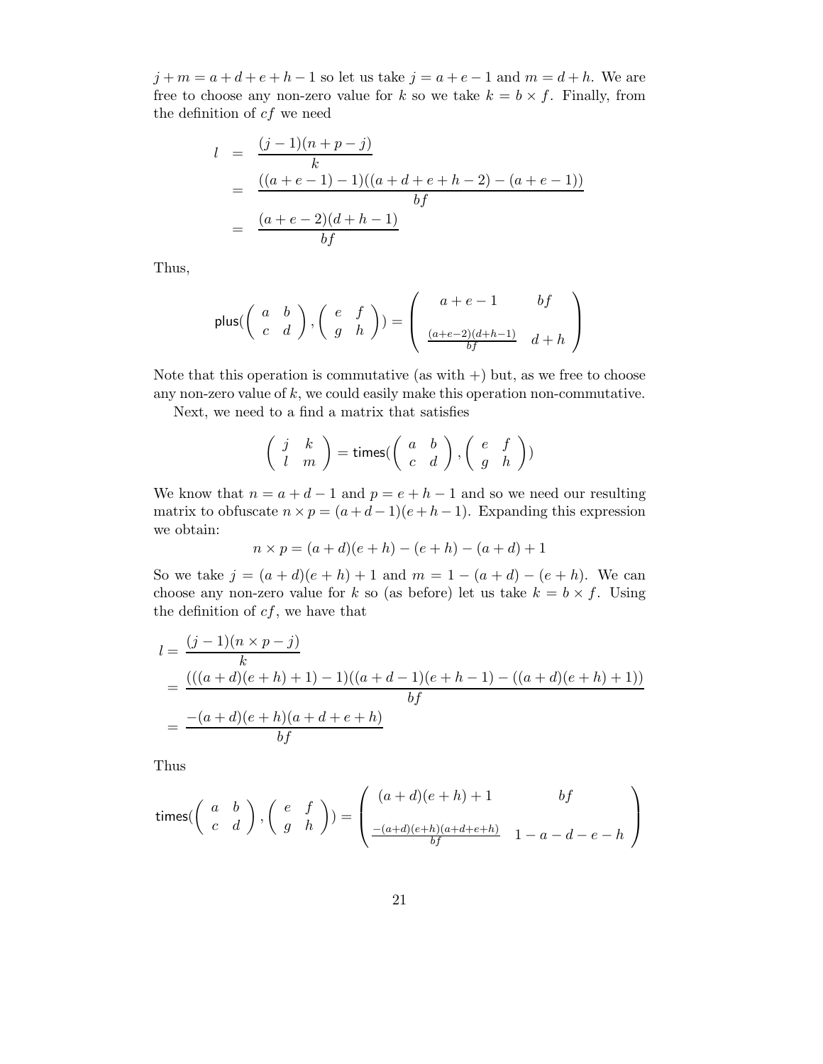$j+m = a+d+e+h-1$ so let us take $j = a+e-1$ and $m = d+h$. We are free to choose any non-zero value for $k$ so we take $k = b \times f$. Finally, from the definition of $cf$ we need

$$
\begin{aligned}
l &= \frac{(j-1)(n+p-j)}{k} \\
&= \frac{((a+e-1)-1)((a+d+e+h-2)-(a+e-1))}{bf} \\
&= \frac{(a+e-2)(d+h-1)}{bf}
\end{aligned}
$$

Thus,

$$
\mathsf{plus}(\begin{pmatrix} a & b \\ c & d \end{pmatrix}, \begin{pmatrix} e & f \\ g & h \end{pmatrix}) = \begin{pmatrix} a+e-1 & bf \\ \frac{(a+e-2)(d+h-1)}{bf} & d+h \end{pmatrix}
$$

Note that this operation is commutative (as with $+$) but, as we free to choose any non-zero value of $k$, we could easily make this operation non-commutative.

Next, we need to a find a matrix that satisfies

$$
\begin{pmatrix} j & k \\ l & m \end{pmatrix} = \mathsf{times}(\begin{pmatrix} a & b \\ c & d \end{pmatrix}, \begin{pmatrix} e & f \\ g & h \end{pmatrix})
$$

We know that $n = a+d-1$ and $p = e+h-1$ and so we need our resulting matrix to obfuscate $n \times p = (a+d-1)(e+h-1)$. Expanding this expression we obtain:

$$
n \times p = (a+d)(e+h) - (e+h) - (a+d) + 1
$$

So we take $j = (a+d)(e+h)+1$ and $m = 1-(a+d)-(e+h)$. We can choose any non-zero value for $k$ so (as before) let us take $k = b \times f$. Using the definition of $cf$, we have that

$$
\begin{aligned}
l &= \frac{(j-1)(n \times p - j)}{k} \\
&= \frac{(((a+d)(e+h)+1)-1)((a+d-1)(e+h-1)-((a+d)(e+h)+1))}{bf} \\
&= \frac{-(a+d)(e+h)(a+d+e+h)}{bf}
\end{aligned}
$$

Thus

$$
\mathsf{times}(\begin{pmatrix} a & b \\ c & d \end{pmatrix}, \begin{pmatrix} e & f \\ g & h \end{pmatrix}) = \begin{pmatrix} (a+d)(e+h)+1 & bf \\ \frac{-(a+d)(e+h)(a+d+e+h)}{bf} & 1-a-d-e-h \end{pmatrix}
$$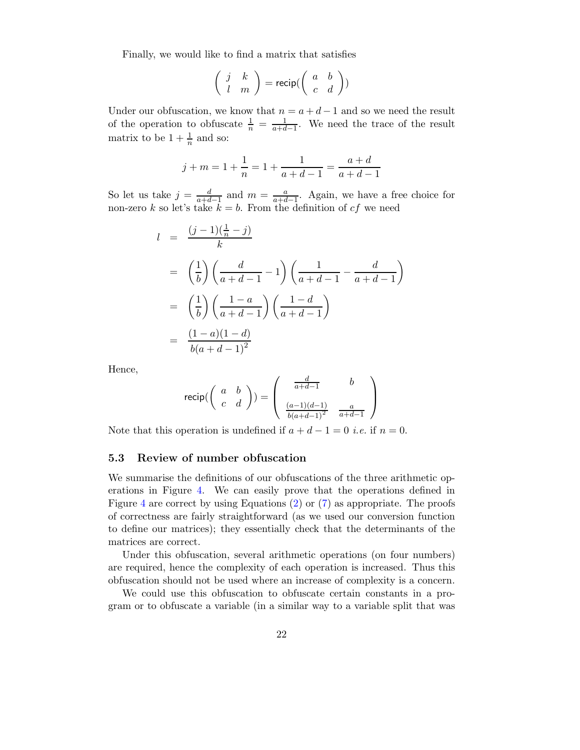Finally, we would like to find a matrix that satisfies

$$\left(\begin{array}{cc} j & k \\ l & m \end{array}\right) = \mathsf{recip}(\left(\begin{array}{cc} a & b \\ c & d \end{array}\right))$$

Under our obfuscation, we know that $n = a + d - 1$ and so we need the result of the operation to obfuscate $\frac{1}{n} = \frac{1}{a+d-1}$. We need the trace of the result matrix to be $1 + \frac{1}{n}$ and so:

$$j + m = 1 + \frac{1}{n} = 1 + \frac{1}{a+d-1} = \frac{a+d}{a+d-1}$$

So let us take $j = \frac{d}{a+d-1}$ and $m = \frac{a}{a+d-1}$. Again, we have a free choice for non-zero $k$ so let's take $k = b$. From the definition of $cf$ we need

$$\begin{aligned}
l &= \frac{(j-1)(\frac{1}{n} - j)}{k} \\
&= \left(\frac{1}{b}\right)\left(\frac{d}{a+d-1} - 1\right)\left(\frac{1}{a+d-1} - \frac{d}{a+d-1}\right) \\
&= \left(\frac{1}{b}\right)\left(\frac{1-a}{a+d-1}\right)\left(\frac{1-d}{a+d-1}\right) \\
&= \frac{(1-a)(1-d)}{b(a+d-1)^2}
\end{aligned}$$

Hence,

$$\mathsf{recip}(\left(\begin{array}{cc} a & b \\ c & d \end{array}\right)) = \left(\begin{array}{cc} \frac{d}{a+d-1} & b \\ \frac{(a-1)(d-1)}{b(a+d-1)^2} & \frac{a}{a+d-1} \end{array}\right)$$

Note that this operation is undefined if $a + d - 1 = 0$ *i.e.* if $n = 0$.

### 5.3 Review of number obfuscation

We summarise the definitions of our obfuscations of the three arithmetic operations in Figure 4. We can easily prove that the operations defined in Figure 4 are correct by using Equations (2) or (7) as appropriate. The proofs of correctness are fairly straightforward (as we used our conversion function to define our matrices); they essentially check that the determinants of the matrices are correct.

Under this obfuscation, several arithmetic operations (on four numbers) are required, hence the complexity of each operation is increased. Thus this obfuscation should not be used where an increase of complexity is a concern.

We could use this obfuscation to obfuscate certain constants in a program or to obfuscate a variable (in a similar way to a variable split that was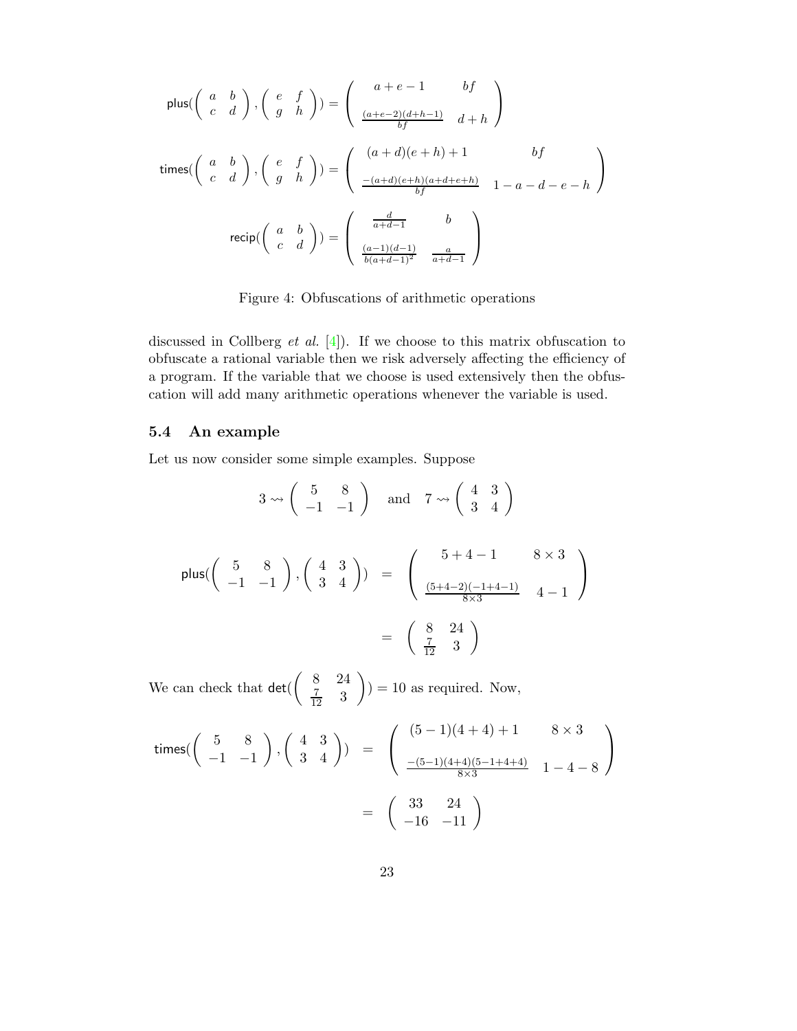$$\mathsf{plus}(\begin{pmatrix} a & b \\ c & d \end{pmatrix}, \begin{pmatrix} e & f \\ g & h \end{pmatrix}) = \begin{pmatrix} a+e-1 & bf \\ \frac{(a+e-2)(d+h-1)}{bf} & d+h \end{pmatrix}$$

$$\mathsf{times}(\begin{pmatrix} a & b \\ c & d \end{pmatrix}, \begin{pmatrix} e & f \\ g & h \end{pmatrix}) = \begin{pmatrix} (a+d)(e+h)+1 & bf \\ \frac{-(a+d)(e+h)(a+d+e+h)}{bf} & 1-a-d-e-h \end{pmatrix}$$

$$\mathsf{recip}(\begin{pmatrix} a & b \\ c & d \end{pmatrix}) = \begin{pmatrix} \frac{d}{a+d-1} & b \\ \frac{(a-1)(d-1)}{b(a+d-1)^2} & \frac{a}{a+d-1} \end{pmatrix}$$

Figure 4: Obfuscations of arithmetic operations

discussed in Collberg *et al.* [4]). If we choose to this matrix obfuscation to obfuscate a rational variable then we risk adversely affecting the efficiency of a program. If the variable that we choose is used extensively then the obfuscation will add many arithmetic operations whenever the variable is used.

### 5.4 An example

Let us now consider some simple examples. Suppose

$$3 \rightsquigarrow \begin{pmatrix} 5 & 8 \\ -1 & -1 \end{pmatrix} \quad \text{and} \quad 7 \rightsquigarrow \begin{pmatrix} 4 & 3 \\ 3 & 4 \end{pmatrix}$$

$$\begin{aligned} \mathsf{plus}(\begin{pmatrix} 5 & 8 \\ -1 & -1 \end{pmatrix}, \begin{pmatrix} 4 & 3 \\ 3 & 4 \end{pmatrix}) &= \begin{pmatrix} 5+4-1 & 8 \times 3 \\ \frac{(5+4-2)(-1+4-1)}{8\times 3} & 4-1 \end{pmatrix} \\ &= \begin{pmatrix} 8 & 24 \\ \frac{7}{12} & 3 \end{pmatrix} \end{aligned}$$

We can check that $\mathsf{det}(\begin{pmatrix} 8 & 24 \\ \frac{7}{12} & 3 \end{pmatrix}) = 10$ as required. Now,

$$\begin{aligned} \mathsf{times}(\begin{pmatrix} 5 & 8 \\ -1 & -1 \end{pmatrix}, \begin{pmatrix} 4 & 3 \\ 3 & 4 \end{pmatrix}) &= \begin{pmatrix} (5-1)(4+4)+1 & 8 \times 3 \\ \frac{-(5-1)(4+4)(5-1+4+4)}{8\times 3} & 1-4-8 \end{pmatrix} \\ &= \begin{pmatrix} 33 & 24 \\ -16 & -11 \end{pmatrix} \end{aligned}$$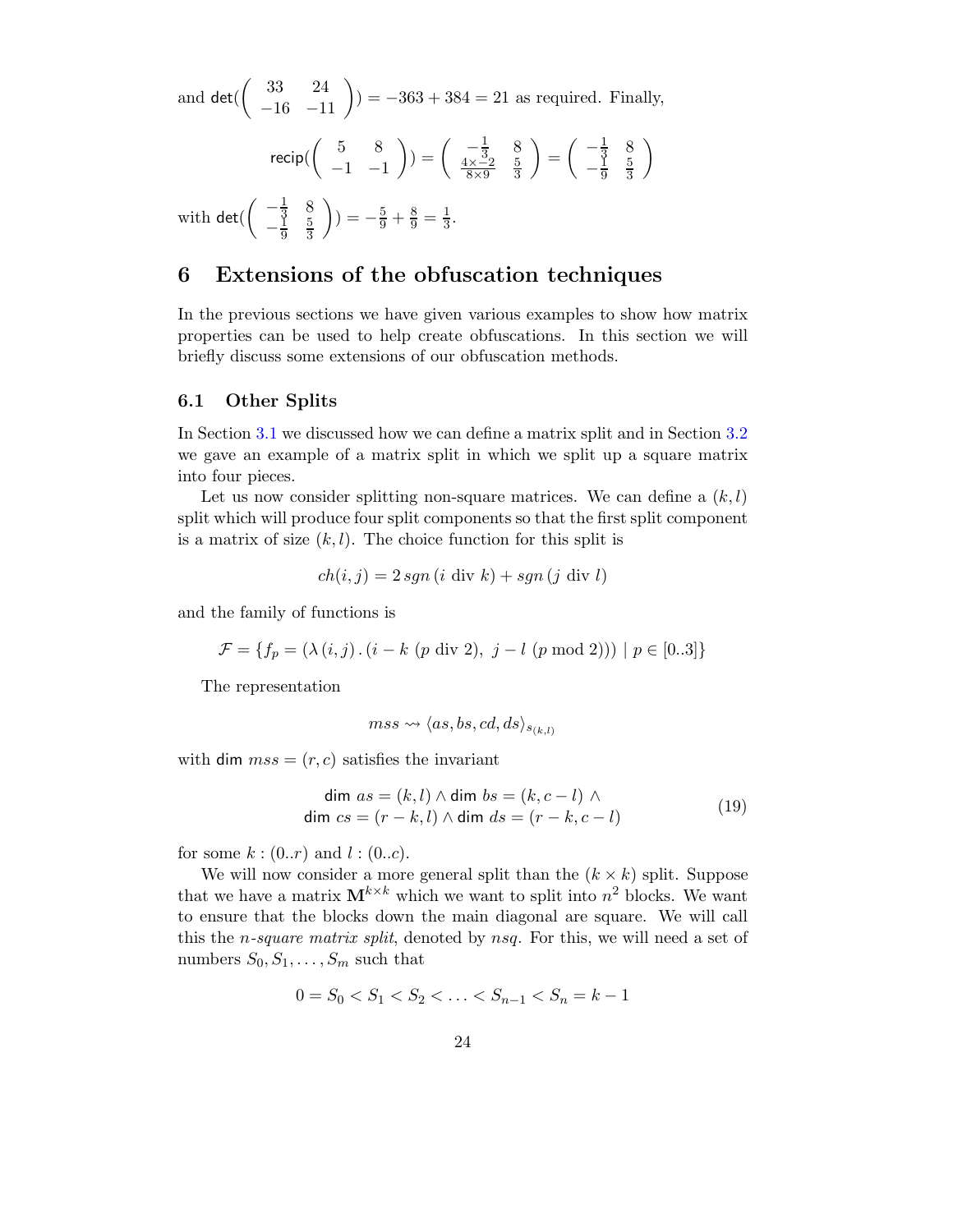and $\mathsf{det}(\begin{pmatrix} 33 & 24 \\ -16 & -11 \end{pmatrix}) = -363 + 384 = 21$ as required. Finally,

$$\mathsf{recip}(\begin{pmatrix} 5 & 8 \\ -1 & -1 \end{pmatrix}) = \begin{pmatrix} -\frac{1}{3} & 8 \\ \frac{4\times -2}{8\times 9} & \frac{5}{3} \end{pmatrix} = \begin{pmatrix} -\frac{1}{3} & 8 \\ -\frac{1}{9} & \frac{5}{3} \end{pmatrix}$$

with $\mathsf{det}(\begin{pmatrix} -\frac{1}{3} & 8 \\ -\frac{1}{9} & \frac{5}{3} \end{pmatrix}) = -\frac{5}{9} + \frac{8}{9} = \frac{1}{3}$.

## 6 Extensions of the obfuscation techniques

In the previous sections we have given various examples to show how matrix properties can be used to help create obfuscations. In this section we will briefly discuss some extensions of our obfuscation methods.

### 6.1 Other Splits

In Section 3.1 we discussed how we can define a matrix split and in Section 3.2 we gave an example of a matrix split in which we split up a square matrix into four pieces.

Let us now consider splitting non-square matrices. We can define a $(k, l)$ split which will produce four split components so that the first split component is a matrix of size $(k, l)$. The choice function for this split is

$$ch(i, j) = 2\, sgn\,(i \text{ div } k) + sgn\,(j \text{ div } l)$$

and the family of functions is

$$\mathcal{F} = \{f_p = (\lambda\,(i, j)\,.\,(i - k\ (p \text{ div } 2),\ j - l\ (p \bmod 2)))\mid p \in [0..3]\}$$

The representation

$$mss \rightsquigarrow \langle as, bs, cd, ds\rangle_{s_{(k,l)}}$$

with $\mathsf{dim}\ mss = (r, c)$ satisfies the invariant

$$\begin{array}{c} \mathsf{dim}\ as = (k, l) \wedge \mathsf{dim}\ bs = (k, c - l)\ \wedge \\ \mathsf{dim}\ cs = (r - k, l) \wedge \mathsf{dim}\ ds = (r - k, c - l) \end{array} \tag{19}$$

for some $k : (0..r)$ and $l : (0..c)$.

We will now consider a more general split than the $(k \times k)$ split. Suppose that we have a matrix $\mathbf{M}^{k\times k}$ which we want to split into $n^2$ blocks. We want to ensure that the blocks down the main diagonal are square. We will call this the *n-square matrix split*, denoted by $nsq$. For this, we will need a set of numbers $S_0, S_1, \ldots, S_m$ such that

$$0 = S_0 < S_1 < S_2 < \ldots < S_{n-1} < S_n = k - 1$$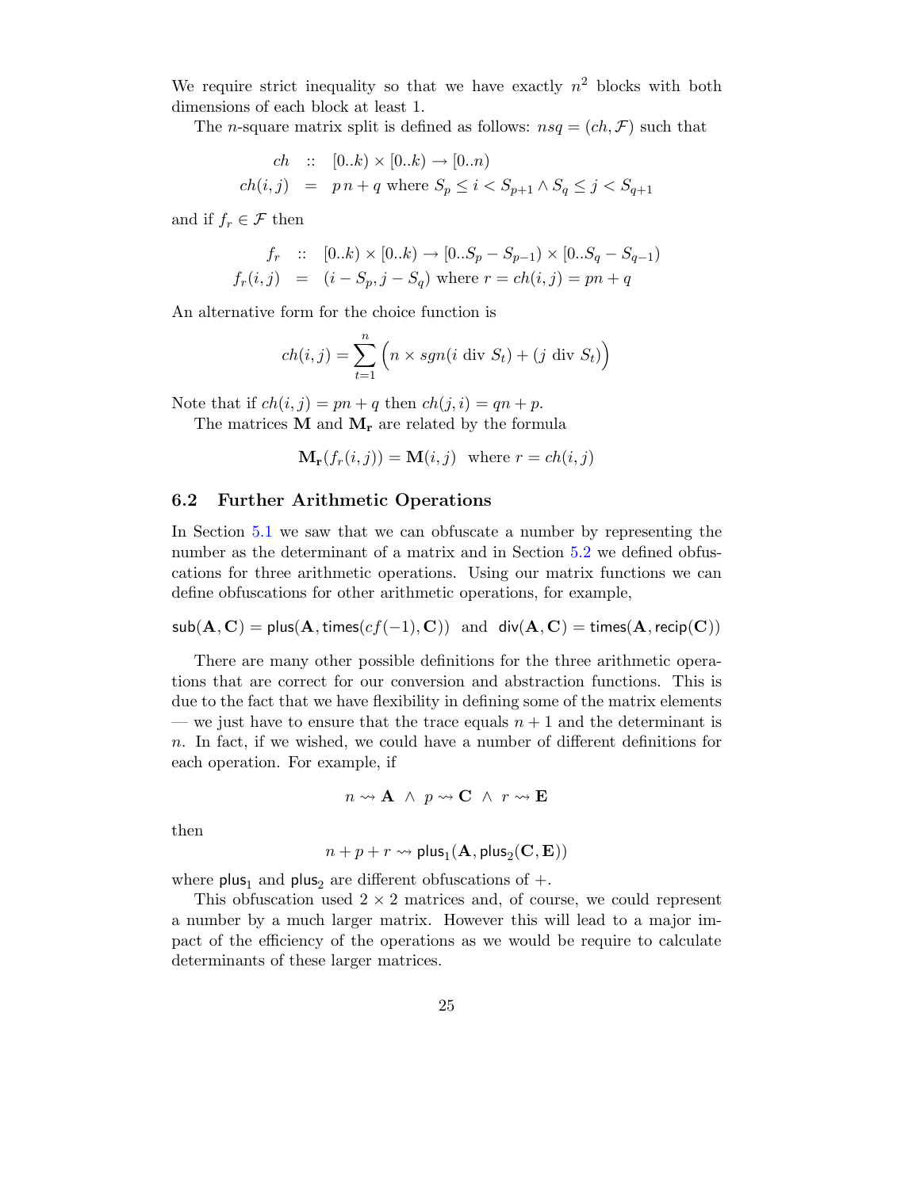We require strict inequality so that we have exactly $n^2$ blocks with both dimensions of each block at least 1.

The $n$-square matrix split is defined as follows: $nsq = (ch, \mathcal{F})$ such that

$$\begin{aligned} ch &:: [0..k) \times [0..k) \rightarrow [0..n) \\ ch(i,j) &= p\,n + q \text{ where } S_p \leq i < S_{p+1} \wedge S_q \leq j < S_{q+1} \end{aligned}$$

and if $f_r \in \mathcal{F}$ then

$$\begin{aligned} f_r &:: [0..k) \times [0..k) \rightarrow [0..S_p - S_{p-1}) \times [0..S_q - S_{q-1}) \\ f_r(i,j) &= (i - S_p, j - S_q) \text{ where } r = ch(i,j) = pn + q \end{aligned}$$

An alternative form for the choice function is

$$ch(i,j) = \sum_{t=1}^{n} \Big( n \times sgn(i \text{ div } S_t) + (j \text{ div } S_t) \Big)$$

Note that if $ch(i,j) = pn + q$ then $ch(j,i) = qn + p$.

The matrices $\mathbf{M}$ and $\mathbf{M_r}$ are related by the formula

$$\mathbf{M_r}(f_r(i,j)) = \mathbf{M}(i,j) \quad \text{where } r = ch(i,j)$$

### 6.2 Further Arithmetic Operations

In Section 5.1 we saw that we can obfuscate a number by representing the number as the determinant of a matrix and in Section 5.2 we defined obfuscations for three arithmetic operations. Using our matrix functions we can define obfuscations for other arithmetic operations, for example,

$$\mathsf{sub}(\mathbf{A}, \mathbf{C}) = \mathsf{plus}(\mathbf{A}, \mathsf{times}(cf(-1), \mathbf{C})) \quad \text{and} \quad \mathsf{div}(\mathbf{A}, \mathbf{C}) = \mathsf{times}(\mathbf{A}, \mathsf{recip}(\mathbf{C}))$$

There are many other possible definitions for the three arithmetic operations that are correct for our conversion and abstraction functions. This is due to the fact that we have flexibility in defining some of the matrix elements — we just have to ensure that the trace equals $n + 1$ and the determinant is $n$. In fact, if we wished, we could have a number of different definitions for each operation. For example, if

$$n \rightsquigarrow \mathbf{A} \;\wedge\; p \rightsquigarrow \mathbf{C} \;\wedge\; r \rightsquigarrow \mathbf{E}$$

then

$$n + p + r \rightsquigarrow \mathsf{plus}_1(\mathbf{A}, \mathsf{plus}_2(\mathbf{C}, \mathbf{E}))$$

where $\mathsf{plus}_1$ and $\mathsf{plus}_2$ are different obfuscations of $+$.

This obfuscation used $2 \times 2$ matrices and, of course, we could represent a number by a much larger matrix. However this will lead to a major impact of the efficiency of the operations as we would be require to calculate determinants of these larger matrices.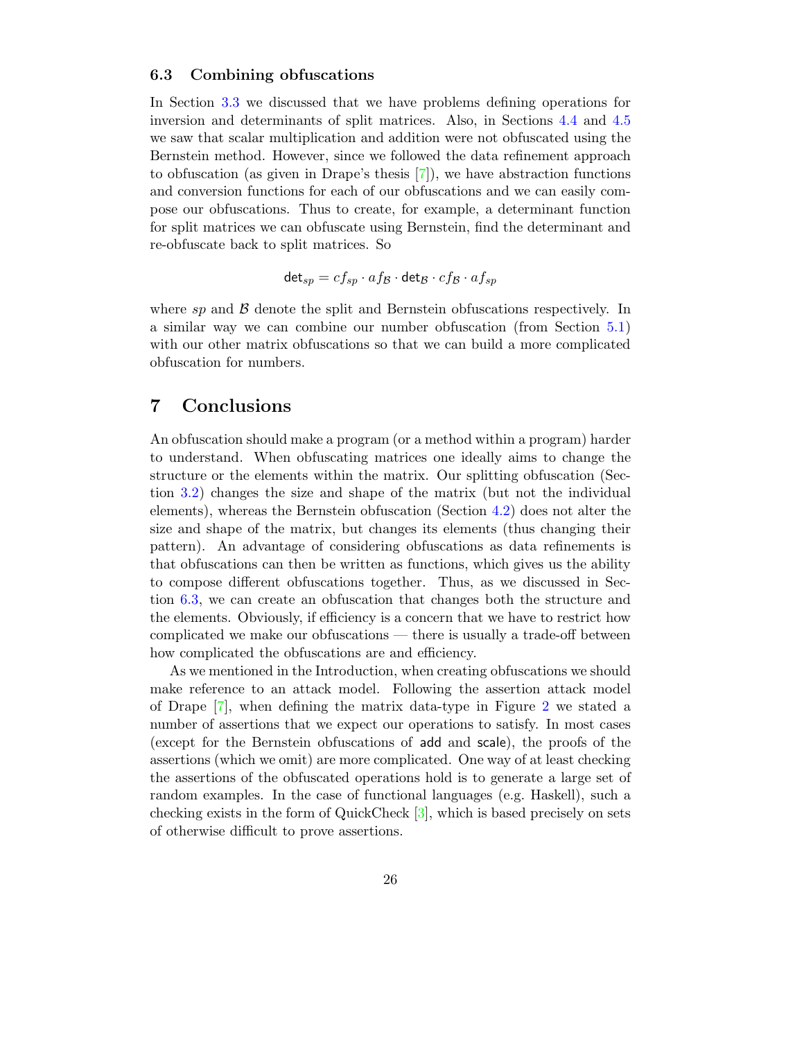### 6.3 Combining obfuscations

In Section 3.3 we discussed that we have problems defining operations for inversion and determinants of split matrices. Also, in Sections 4.4 and 4.5 we saw that scalar multiplication and addition were not obfuscated using the Bernstein method. However, since we followed the data refinement approach to obfuscation (as given in Drape's thesis [7]), we have abstraction functions and conversion functions for each of our obfuscations and we can easily compose our obfuscations. Thus to create, for example, a determinant function for split matrices we can obfuscate using Bernstein, find the determinant and re-obfuscate back to split matrices. So

$$\mathsf{det}_{sp} = cf_{sp} \cdot af_{\mathcal{B}} \cdot \mathsf{det}_{\mathcal{B}} \cdot cf_{\mathcal{B}} \cdot af_{sp}$$

where $sp$ and $\mathcal{B}$ denote the split and Bernstein obfuscations respectively. In a similar way we can combine our number obfuscation (from Section 5.1) with our other matrix obfuscations so that we can build a more complicated obfuscation for numbers.

## 7 Conclusions

An obfuscation should make a program (or a method within a program) harder to understand. When obfuscating matrices one ideally aims to change the structure or the elements within the matrix. Our splitting obfuscation (Section 3.2) changes the size and shape of the matrix (but not the individual elements), whereas the Bernstein obfuscation (Section 4.2) does not alter the size and shape of the matrix, but changes its elements (thus changing their pattern). An advantage of considering obfuscations as data refinements is that obfuscations can then be written as functions, which gives us the ability to compose different obfuscations together. Thus, as we discussed in Section 6.3, we can create an obfuscation that changes both the structure and the elements. Obviously, if efficiency is a concern that we have to restrict how complicated we make our obfuscations — there is usually a trade-off between how complicated the obfuscations are and efficiency.

As we mentioned in the Introduction, when creating obfuscations we should make reference to an attack model. Following the assertion attack model of Drape [7], when defining the matrix data-type in Figure 2 we stated a number of assertions that we expect our operations to satisfy. In most cases (except for the Bernstein obfuscations of add and scale), the proofs of the assertions (which we omit) are more complicated. One way of at least checking the assertions of the obfuscated operations hold is to generate a large set of random examples. In the case of functional languages (e.g. Haskell), such a checking exists in the form of QuickCheck [3], which is based precisely on sets of otherwise difficult to prove assertions.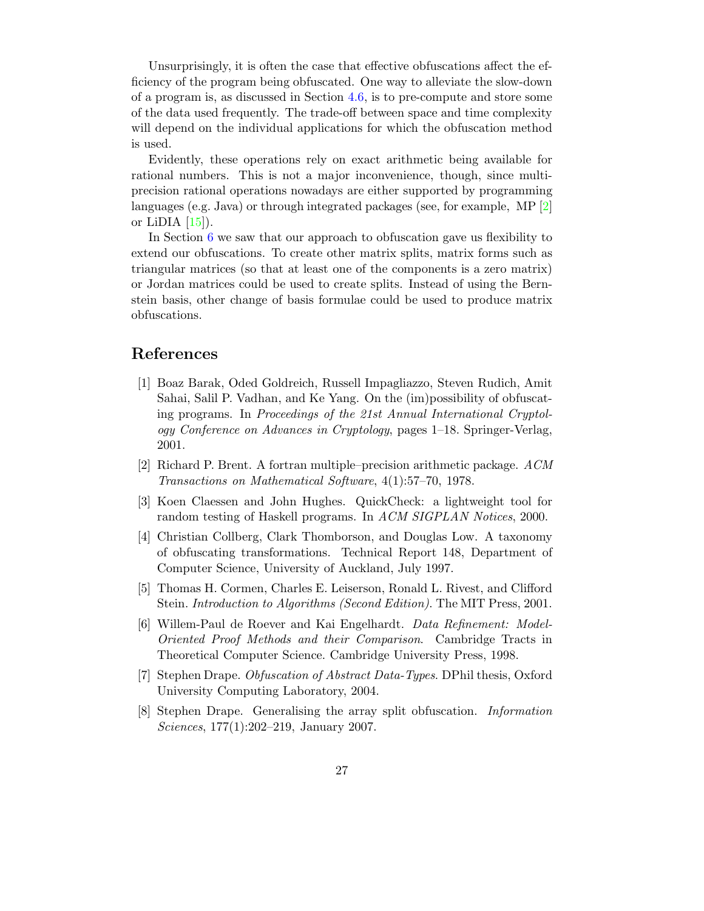Unsurprisingly, it is often the case that effective obfuscations affect the efficiency of the program being obfuscated. One way to alleviate the slow-down of a program is, as discussed in Section 4.6, is to pre-compute and store some of the data used frequently. The trade-off between space and time complexity will depend on the individual applications for which the obfuscation method is used.

Evidently, these operations rely on exact arithmetic being available for rational numbers. This is not a major inconvenience, though, since multi-precision rational operations nowadays are either supported by programming languages (e.g. Java) or through integrated packages (see, for example, MP [2] or LiDIA [15]).

In Section 6 we saw that our approach to obfuscation gave us flexibility to extend our obfuscations. To create other matrix splits, matrix forms such as triangular matrices (so that at least one of the components is a zero matrix) or Jordan matrices could be used to create splits. Instead of using the Bernstein basis, other change of basis formulae could be used to produce matrix obfuscations.

## References

[1] Boaz Barak, Oded Goldreich, Russell Impagliazzo, Steven Rudich, Amit Sahai, Salil P. Vadhan, and Ke Yang. On the (im)possibility of obfuscating programs. In *Proceedings of the 21st Annual International Cryptology Conference on Advances in Cryptology*, pages 1–18. Springer-Verlag, 2001.

[2] Richard P. Brent. A fortran multiple–precision arithmetic package. *ACM Transactions on Mathematical Software*, 4(1):57–70, 1978.

[3] Koen Claessen and John Hughes. QuickCheck: a lightweight tool for random testing of Haskell programs. In *ACM SIGPLAN Notices*, 2000.

[4] Christian Collberg, Clark Thomborson, and Douglas Low. A taxonomy of obfuscating transformations. Technical Report 148, Department of Computer Science, University of Auckland, July 1997.

[5] Thomas H. Cormen, Charles E. Leiserson, Ronald L. Rivest, and Clifford Stein. *Introduction to Algorithms (Second Edition)*. The MIT Press, 2001.

[6] Willem-Paul de Roever and Kai Engelhardt. *Data Refinement: Model-Oriented Proof Methods and their Comparison*. Cambridge Tracts in Theoretical Computer Science. Cambridge University Press, 1998.

[7] Stephen Drape. *Obfuscation of Abstract Data-Types*. DPhil thesis, Oxford University Computing Laboratory, 2004.

[8] Stephen Drape. Generalising the array split obfuscation. *Information Sciences*, 177(1):202–219, January 2007.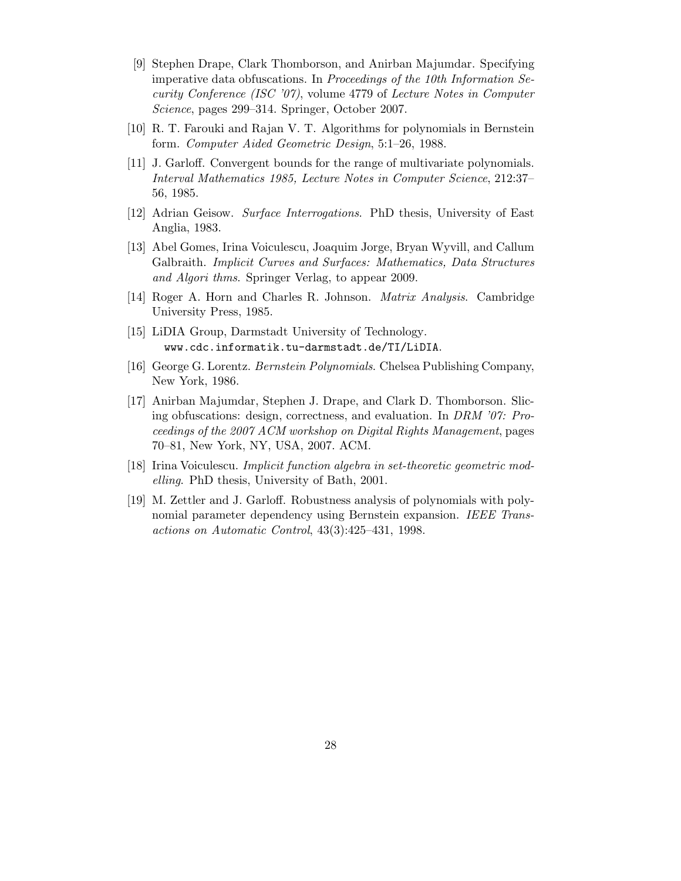[9] Stephen Drape, Clark Thomborson, and Anirban Majumdar. Specifying imperative data obfuscations. In *Proceedings of the 10th Information Security Conference (ISC '07)*, volume 4779 of *Lecture Notes in Computer Science*, pages 299–314. Springer, October 2007.

[10] R. T. Farouki and Rajan V. T. Algorithms for polynomials in Bernstein form. *Computer Aided Geometric Design*, 5:1–26, 1988.

[11] J. Garloff. Convergent bounds for the range of multivariate polynomials. *Interval Mathematics 1985, Lecture Notes in Computer Science*, 212:37–56, 1985.

[12] Adrian Geisow. *Surface Interrogations*. PhD thesis, University of East Anglia, 1983.

[13] Abel Gomes, Irina Voiculescu, Joaquim Jorge, Bryan Wyvill, and Callum Galbraith. *Implicit Curves and Surfaces: Mathematics, Data Structures and Algori thms*. Springer Verlag, to appear 2009.

[14] Roger A. Horn and Charles R. Johnson. *Matrix Analysis*. Cambridge University Press, 1985.

[15] LiDIA Group, Darmstadt University of Technology. `www.cdc.informatik.tu-darmstadt.de/TI/LiDIA`.

[16] George G. Lorentz. *Bernstein Polynomials*. Chelsea Publishing Company, New York, 1986.

[17] Anirban Majumdar, Stephen J. Drape, and Clark D. Thomborson. Slicing obfuscations: design, correctness, and evaluation. In *DRM '07: Proceedings of the 2007 ACM workshop on Digital Rights Management*, pages 70–81, New York, NY, USA, 2007. ACM.

[18] Irina Voiculescu. *Implicit function algebra in set-theoretic geometric modelling*. PhD thesis, University of Bath, 2001.

[19] M. Zettler and J. Garloff. Robustness analysis of polynomials with polynomial parameter dependency using Bernstein expansion. *IEEE Transactions on Automatic Control*, 43(3):425–431, 1998.